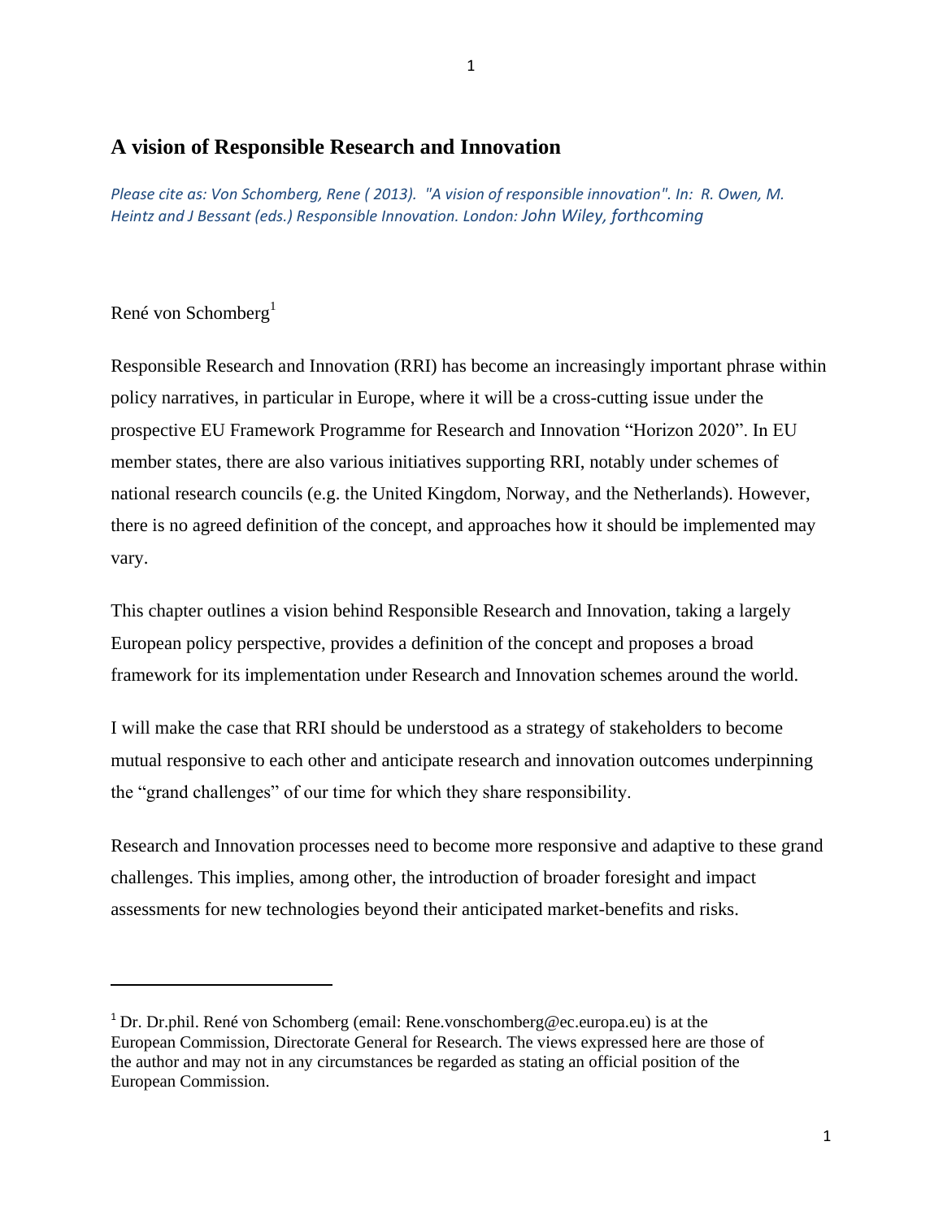## A vision of Responsible Research and Innovation

*Please cite as: Von Schomberg, Rene ( 2013). "A vision of responsible innovation". In: R. Owen, M. Heintz and J Bessant (eds.) Responsible Innovation. London: John Wiley, forthcoming*

René von Schomberg[1]

Responsible Research and Innovation (RRI) has become an increasingly important phrase within policy narratives, in particular in Europe, where it will be a cross-cutting issue under the prospective EU Framework Programme for Research and Innovation "Horizon 2020". In EU member states, there are also various initiatives supporting RRI, notably under schemes of national research councils (e.g. the United Kingdom, Norway, and the Netherlands). However, there is no agreed definition of the concept, and approaches how it should be implemented may vary.

This chapter outlines a vision behind Responsible Research and Innovation, taking a largely European policy perspective, provides a definition of the concept and proposes a broad framework for its implementation under Research and Innovation schemes around the world.

I will make the case that RRI should be understood as a strategy of stakeholders to become mutual responsive to each other and anticipate research and innovation outcomes underpinning the "grand challenges" of our time for which they share responsibility.

Research and Innovation processes need to become more responsive and adaptive to these grand challenges. This implies, among other, the introduction of broader foresight and impact assessments for new technologies beyond their anticipated market-benefits and risks.

---

[1] Dr. Dr.phil. René von Schomberg (email: Rene.vonschomberg@ec.europa.eu) is at the European Commission, Directorate General for Research. The views expressed here are those of the author and may not in any circumstances be regarded as stating an official position of the European Commission.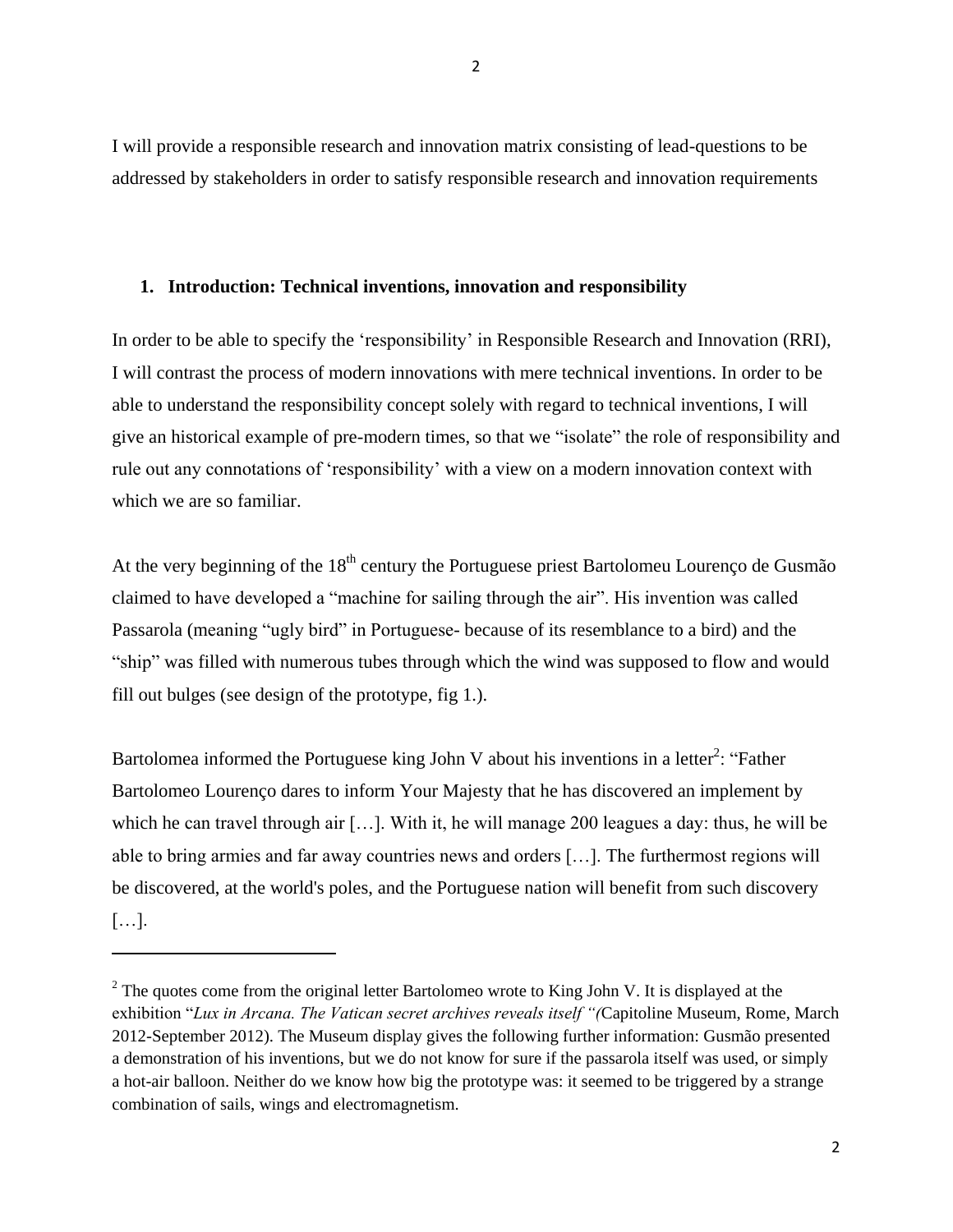I will provide a responsible research and innovation matrix consisting of lead-questions to be addressed by stakeholders in order to satisfy responsible research and innovation requirements

## 1. Introduction: Technical inventions, innovation and responsibility

In order to be able to specify the 'responsibility' in Responsible Research and Innovation (RRI), I will contrast the process of modern innovations with mere technical inventions. In order to be able to understand the responsibility concept solely with regard to technical inventions, I will give an historical example of pre-modern times, so that we "isolate" the role of responsibility and rule out any connotations of 'responsibility' with a view on a modern innovation context with which we are so familiar.

At the very beginning of the 18th century the Portuguese priest Bartolomeu Lourenço de Gusmão claimed to have developed a "machine for sailing through the air". His invention was called Passarola (meaning "ugly bird" in Portuguese- because of its resemblance to a bird) and the "ship" was filled with numerous tubes through which the wind was supposed to flow and would fill out bulges (see design of the prototype, fig 1.).

Bartolomea informed the Portuguese king John V about his inventions in a letter[2]: "Father Bartolomeo Lourenço dares to inform Your Majesty that he has discovered an implement by which he can travel through air […]. With it, he will manage 200 leagues a day: thus, he will be able to bring armies and far away countries news and orders […]. The furthermost regions will be discovered, at the world's poles, and the Portuguese nation will benefit from such discovery […].

[2] The quotes come from the original letter Bartolomeo wrote to King John V. It is displayed at the exhibition "*Lux in Arcana. The Vatican secret archives reveals itself "(*Capitoline Museum, Rome, March 2012-September 2012). The Museum display gives the following further information: Gusmão presented a demonstration of his inventions, but we do not know for sure if the passarola itself was used, or simply a hot-air balloon. Neither do we know how big the prototype was: it seemed to be triggered by a strange combination of sails, wings and electromagnetism.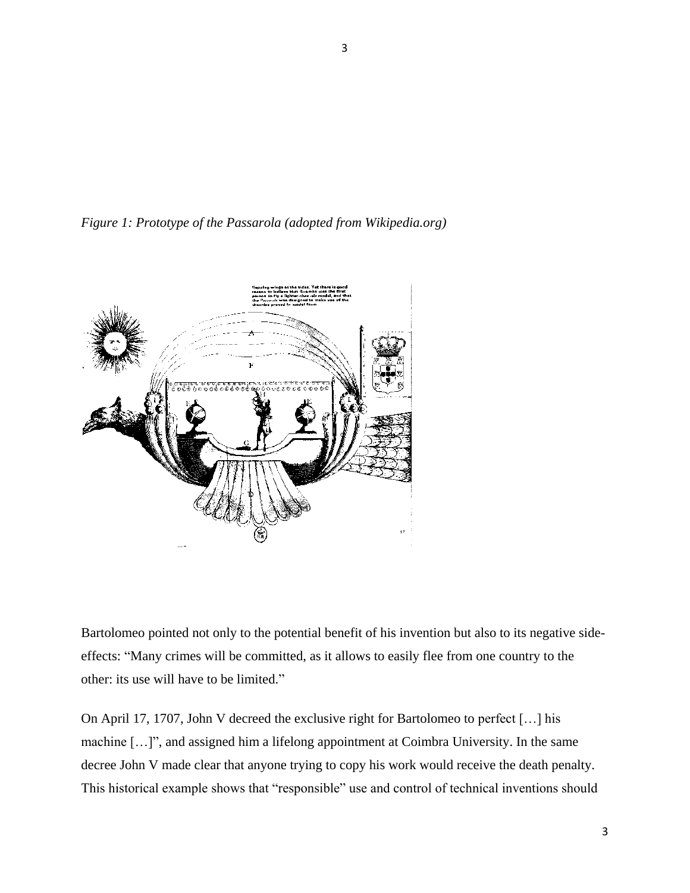*Figure 1: Prototype of the Passarola (adopted from Wikipedia.org)*

Bartolomeo pointed not only to the potential benefit of his invention but also to its negative side-effects: "Many crimes will be committed, as it allows to easily flee from one country to the other: its use will have to be limited."

On April 17, 1707, John V decreed the exclusive right for Bartolomeo to perfect […] his machine […]", and assigned him a lifelong appointment at Coimbra University. In the same decree John V made clear that anyone trying to copy his work would receive the death penalty. This historical example shows that "responsible" use and control of technical inventions should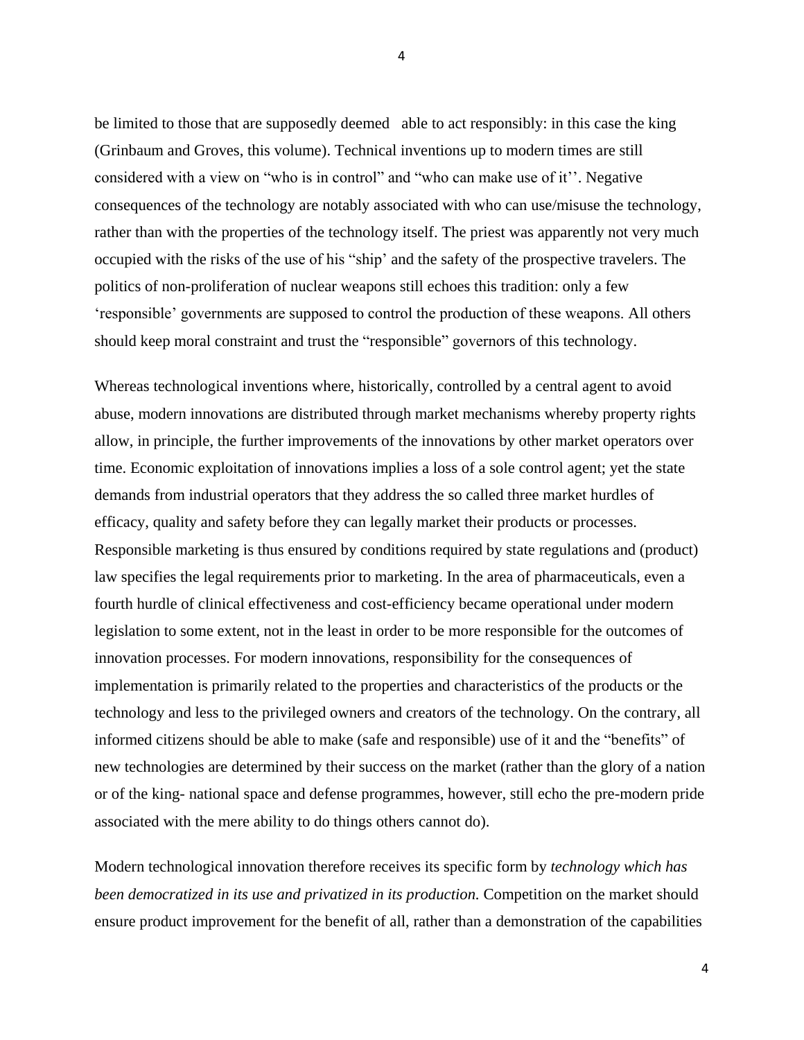be limited to those that are supposedly deemed able to act responsibly: in this case the king (Grinbaum and Groves, this volume). Technical inventions up to modern times are still considered with a view on "who is in control" and "who can make use of it''. Negative consequences of the technology are notably associated with who can use/misuse the technology, rather than with the properties of the technology itself. The priest was apparently not very much occupied with the risks of the use of his "ship' and the safety of the prospective travelers. The politics of non-proliferation of nuclear weapons still echoes this tradition: only a few 'responsible' governments are supposed to control the production of these weapons. All others should keep moral constraint and trust the "responsible" governors of this technology.

Whereas technological inventions where, historically, controlled by a central agent to avoid abuse, modern innovations are distributed through market mechanisms whereby property rights allow, in principle, the further improvements of the innovations by other market operators over time. Economic exploitation of innovations implies a loss of a sole control agent; yet the state demands from industrial operators that they address the so called three market hurdles of efficacy, quality and safety before they can legally market their products or processes. Responsible marketing is thus ensured by conditions required by state regulations and (product) law specifies the legal requirements prior to marketing. In the area of pharmaceuticals, even a fourth hurdle of clinical effectiveness and cost-efficiency became operational under modern legislation to some extent, not in the least in order to be more responsible for the outcomes of innovation processes. For modern innovations, responsibility for the consequences of implementation is primarily related to the properties and characteristics of the products or the technology and less to the privileged owners and creators of the technology. On the contrary, all informed citizens should be able to make (safe and responsible) use of it and the "benefits" of new technologies are determined by their success on the market (rather than the glory of a nation or of the king- national space and defense programmes, however, still echo the pre-modern pride associated with the mere ability to do things others cannot do).

Modern technological innovation therefore receives its specific form by *technology which has been democratized in its use and privatized in its production.* Competition on the market should ensure product improvement for the benefit of all, rather than a demonstration of the capabilities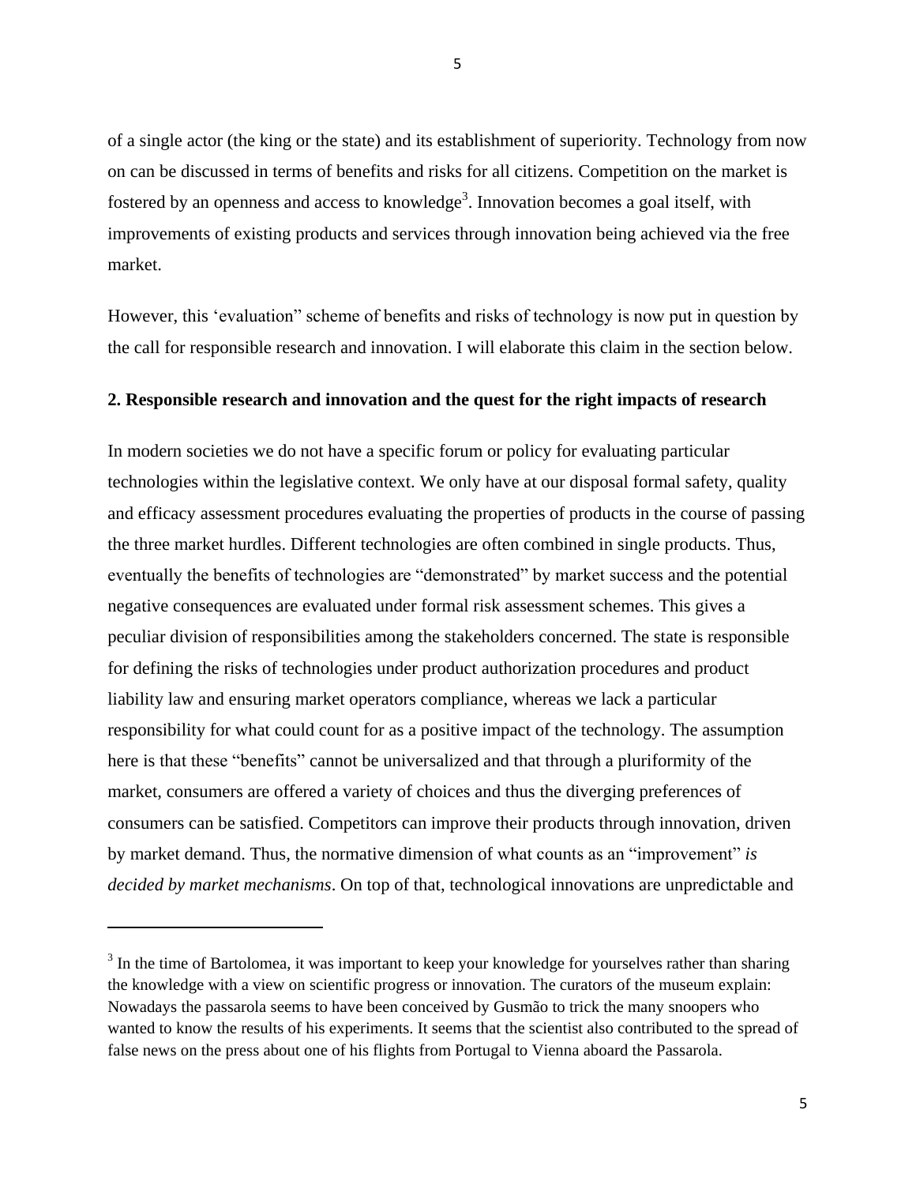of a single actor (the king or the state) and its establishment of superiority. Technology from now on can be discussed in terms of benefits and risks for all citizens. Competition on the market is fostered by an openness and access to knowledge[3]. Innovation becomes a goal itself, with improvements of existing products and services through innovation being achieved via the free market.

However, this 'evaluation" scheme of benefits and risks of technology is now put in question by the call for responsible research and innovation. I will elaborate this claim in the section below.

## 2. Responsible research and innovation and the quest for the right impacts of research

In modern societies we do not have a specific forum or policy for evaluating particular technologies within the legislative context. We only have at our disposal formal safety, quality and efficacy assessment procedures evaluating the properties of products in the course of passing the three market hurdles. Different technologies are often combined in single products. Thus, eventually the benefits of technologies are "demonstrated" by market success and the potential negative consequences are evaluated under formal risk assessment schemes. This gives a peculiar division of responsibilities among the stakeholders concerned. The state is responsible for defining the risks of technologies under product authorization procedures and product liability law and ensuring market operators compliance, whereas we lack a particular responsibility for what could count for as a positive impact of the technology. The assumption here is that these "benefits" cannot be universalized and that through a pluriformity of the market, consumers are offered a variety of choices and thus the diverging preferences of consumers can be satisfied. Competitors can improve their products through innovation, driven by market demand. Thus, the normative dimension of what counts as an "improvement" *is decided by market mechanisms*. On top of that, technological innovations are unpredictable and

[3] In the time of Bartolomea, it was important to keep your knowledge for yourselves rather than sharing the knowledge with a view on scientific progress or innovation. The curators of the museum explain: Nowadays the passarola seems to have been conceived by Gusmão to trick the many snoopers who wanted to know the results of his experiments. It seems that the scientist also contributed to the spread of false news on the press about one of his flights from Portugal to Vienna aboard the Passarola.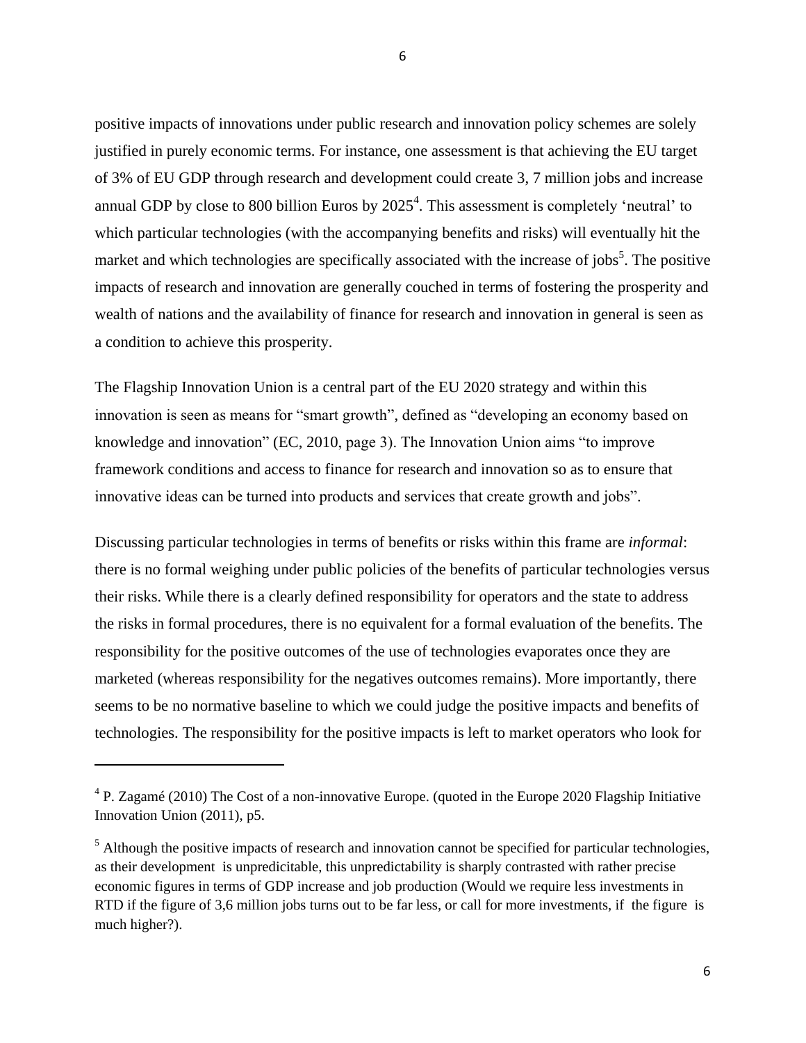positive impacts of innovations under public research and innovation policy schemes are solely justified in purely economic terms. For instance, one assessment is that achieving the EU target of 3% of EU GDP through research and development could create 3, 7 million jobs and increase annual GDP by close to 800 billion Euros by 2025[4]. This assessment is completely 'neutral' to which particular technologies (with the accompanying benefits and risks) will eventually hit the market and which technologies are specifically associated with the increase of jobs[5]. The positive impacts of research and innovation are generally couched in terms of fostering the prosperity and wealth of nations and the availability of finance for research and innovation in general is seen as a condition to achieve this prosperity.

The Flagship Innovation Union is a central part of the EU 2020 strategy and within this innovation is seen as means for "smart growth", defined as "developing an economy based on knowledge and innovation" (EC, 2010, page 3). The Innovation Union aims "to improve framework conditions and access to finance for research and innovation so as to ensure that innovative ideas can be turned into products and services that create growth and jobs".

Discussing particular technologies in terms of benefits or risks within this frame are *informal*: there is no formal weighing under public policies of the benefits of particular technologies versus their risks. While there is a clearly defined responsibility for operators and the state to address the risks in formal procedures, there is no equivalent for a formal evaluation of the benefits. The responsibility for the positive outcomes of the use of technologies evaporates once they are marketed (whereas responsibility for the negatives outcomes remains). More importantly, there seems to be no normative baseline to which we could judge the positive impacts and benefits of technologies. The responsibility for the positive impacts is left to market operators who look for

---

[4] P. Zagamé (2010) The Cost of a non-innovative Europe. (quoted in the Europe 2020 Flagship Initiative Innovation Union (2011), p5.

[5] Although the positive impacts of research and innovation cannot be specified for particular technologies, as their development is unpredicitable, this unpredictability is sharply contrasted with rather precise economic figures in terms of GDP increase and job production (Would we require less investments in RTD if the figure of 3,6 million jobs turns out to be far less, or call for more investments, if the figure is much higher?).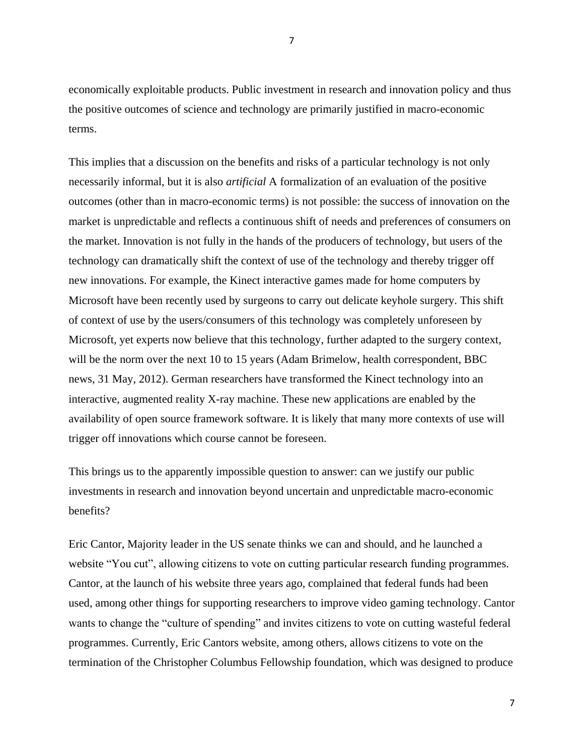economically exploitable products. Public investment in research and innovation policy and thus the positive outcomes of science and technology are primarily justified in macro-economic terms.

This implies that a discussion on the benefits and risks of a particular technology is not only necessarily informal, but it is also *artificial* A formalization of an evaluation of the positive outcomes (other than in macro-economic terms) is not possible: the success of innovation on the market is unpredictable and reflects a continuous shift of needs and preferences of consumers on the market. Innovation is not fully in the hands of the producers of technology, but users of the technology can dramatically shift the context of use of the technology and thereby trigger off new innovations. For example, the Kinect interactive games made for home computers by Microsoft have been recently used by surgeons to carry out delicate keyhole surgery. This shift of context of use by the users/consumers of this technology was completely unforeseen by Microsoft, yet experts now believe that this technology, further adapted to the surgery context, will be the norm over the next 10 to 15 years (Adam Brimelow, health correspondent, BBC news, 31 May, 2012). German researchers have transformed the Kinect technology into an interactive, augmented reality X-ray machine. These new applications are enabled by the availability of open source framework software. It is likely that many more contexts of use will trigger off innovations which course cannot be foreseen.

This brings us to the apparently impossible question to answer: can we justify our public investments in research and innovation beyond uncertain and unpredictable macro-economic benefits?

Eric Cantor, Majority leader in the US senate thinks we can and should, and he launched a website "You cut", allowing citizens to vote on cutting particular research funding programmes. Cantor, at the launch of his website three years ago, complained that federal funds had been used, among other things for supporting researchers to improve video gaming technology. Cantor wants to change the "culture of spending" and invites citizens to vote on cutting wasteful federal programmes. Currently, Eric Cantors website, among others, allows citizens to vote on the termination of the Christopher Columbus Fellowship foundation, which was designed to produce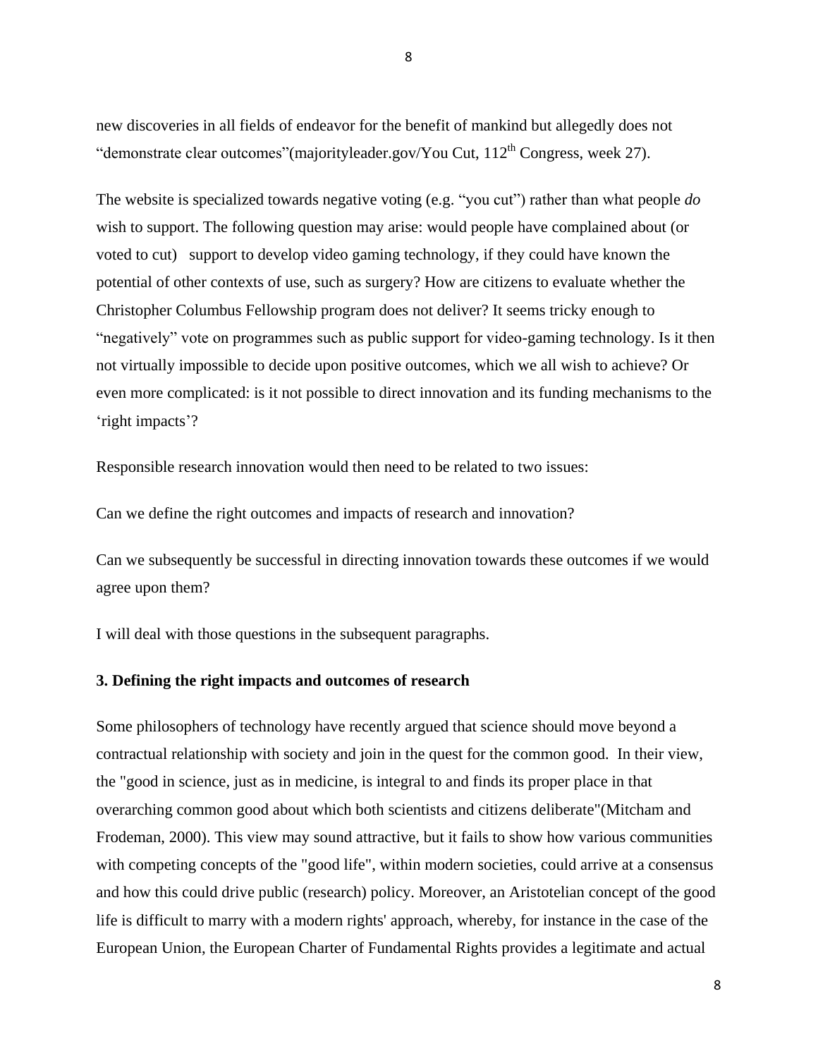new discoveries in all fields of endeavor for the benefit of mankind but allegedly does not "demonstrate clear outcomes"(majorityleader.gov/You Cut, 112th Congress, week 27).

The website is specialized towards negative voting (e.g. "you cut") rather than what people *do* wish to support. The following question may arise: would people have complained about (or voted to cut) support to develop video gaming technology, if they could have known the potential of other contexts of use, such as surgery? How are citizens to evaluate whether the Christopher Columbus Fellowship program does not deliver? It seems tricky enough to "negatively" vote on programmes such as public support for video-gaming technology. Is it then not virtually impossible to decide upon positive outcomes, which we all wish to achieve? Or even more complicated: is it not possible to direct innovation and its funding mechanisms to the 'right impacts'?

Responsible research innovation would then need to be related to two issues:

Can we define the right outcomes and impacts of research and innovation?

Can we subsequently be successful in directing innovation towards these outcomes if we would agree upon them?

I will deal with those questions in the subsequent paragraphs.

**3. Defining the right impacts and outcomes of research**

Some philosophers of technology have recently argued that science should move beyond a contractual relationship with society and join in the quest for the common good. In their view, the "good in science, just as in medicine, is integral to and finds its proper place in that overarching common good about which both scientists and citizens deliberate"(Mitcham and Frodeman, 2000). This view may sound attractive, but it fails to show how various communities with competing concepts of the "good life", within modern societies, could arrive at a consensus and how this could drive public (research) policy. Moreover, an Aristotelian concept of the good life is difficult to marry with a modern rights' approach, whereby, for instance in the case of the European Union, the European Charter of Fundamental Rights provides a legitimate and actual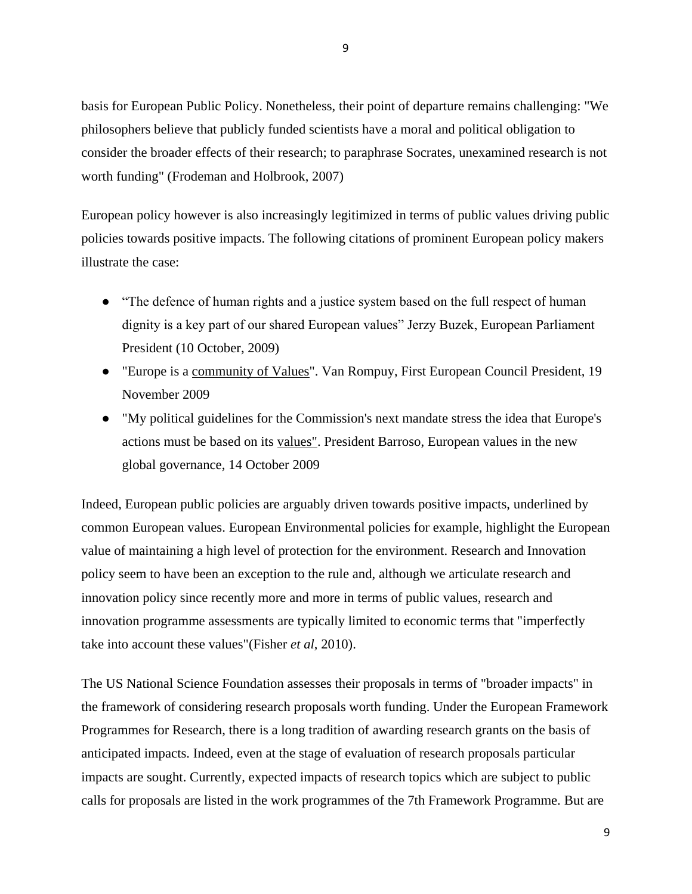basis for European Public Policy. Nonetheless, their point of departure remains challenging: "We philosophers believe that publicly funded scientists have a moral and political obligation to consider the broader effects of their research; to paraphrase Socrates, unexamined research is not worth funding" (Frodeman and Holbrook, 2007)

European policy however is also increasingly legitimized in terms of public values driving public policies towards positive impacts. The following citations of prominent European policy makers illustrate the case:

- “The defence of human rights and a justice system based on the full respect of human dignity is a key part of our shared European values” Jerzy Buzek, European Parliament President (10 October, 2009)
- "Europe is a community of Values". Van Rompuy, First European Council President, 19 November 2009
- "My political guidelines for the Commission's next mandate stress the idea that Europe's actions must be based on its values". President Barroso, European values in the new global governance, 14 October 2009

Indeed, European public policies are arguably driven towards positive impacts, underlined by common European values. European Environmental policies for example, highlight the European value of maintaining a high level of protection for the environment. Research and Innovation policy seem to have been an exception to the rule and, although we articulate research and innovation policy since recently more and more in terms of public values, research and innovation programme assessments are typically limited to economic terms that "imperfectly take into account these values"(Fisher *et al*, 2010).

The US National Science Foundation assesses their proposals in terms of "broader impacts" in the framework of considering research proposals worth funding. Under the European Framework Programmes for Research, there is a long tradition of awarding research grants on the basis of anticipated impacts. Indeed, even at the stage of evaluation of research proposals particular impacts are sought. Currently, expected impacts of research topics which are subject to public calls for proposals are listed in the work programmes of the 7th Framework Programme. But are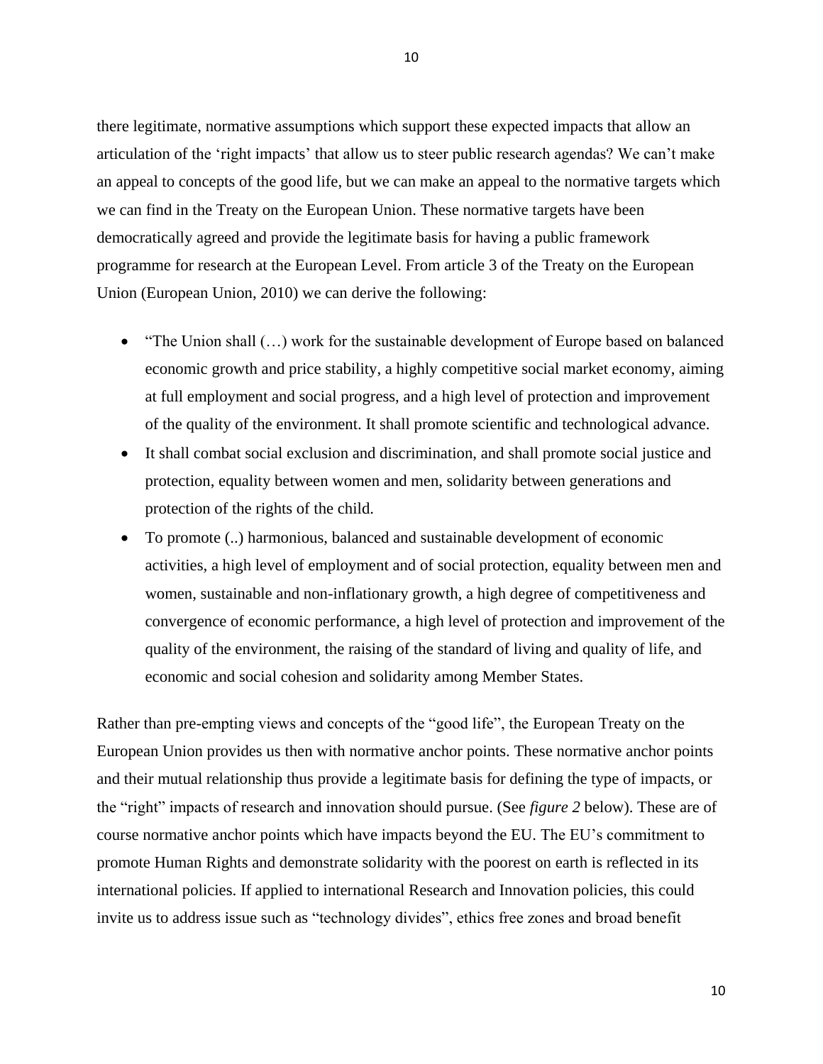there legitimate, normative assumptions which support these expected impacts that allow an articulation of the 'right impacts' that allow us to steer public research agendas? We can't make an appeal to concepts of the good life, but we can make an appeal to the normative targets which we can find in the Treaty on the European Union. These normative targets have been democratically agreed and provide the legitimate basis for having a public framework programme for research at the European Level. From article 3 of the Treaty on the European Union (European Union, 2010) we can derive the following:

- "The Union shall (…) work for the sustainable development of Europe based on balanced economic growth and price stability, a highly competitive social market economy, aiming at full employment and social progress, and a high level of protection and improvement of the quality of the environment. It shall promote scientific and technological advance.
- It shall combat social exclusion and discrimination, and shall promote social justice and protection, equality between women and men, solidarity between generations and protection of the rights of the child.
- To promote (..) harmonious, balanced and sustainable development of economic activities, a high level of employment and of social protection, equality between men and women, sustainable and non-inflationary growth, a high degree of competitiveness and convergence of economic performance, a high level of protection and improvement of the quality of the environment, the raising of the standard of living and quality of life, and economic and social cohesion and solidarity among Member States.

Rather than pre-empting views and concepts of the "good life", the European Treaty on the European Union provides us then with normative anchor points. These normative anchor points and their mutual relationship thus provide a legitimate basis for defining the type of impacts, or the "right" impacts of research and innovation should pursue. (See *figure 2* below). These are of course normative anchor points which have impacts beyond the EU. The EU's commitment to promote Human Rights and demonstrate solidarity with the poorest on earth is reflected in its international policies. If applied to international Research and Innovation policies, this could invite us to address issue such as "technology divides", ethics free zones and broad benefit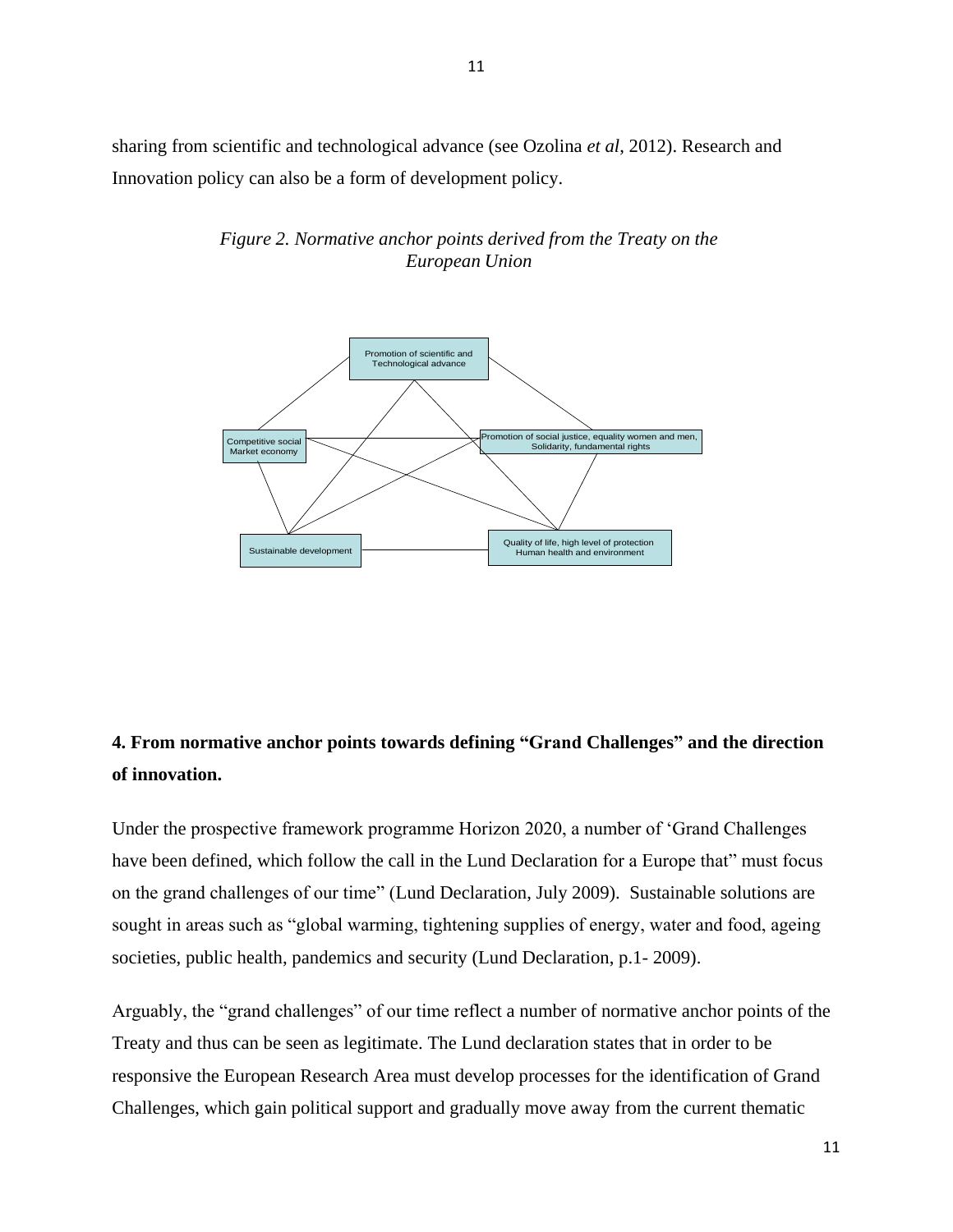sharing from scientific and technological advance (see Ozolina *et al*, 2012). Research and Innovation policy can also be a form of development policy.

*Figure 2. Normative anchor points derived from the Treaty on the European Union*

Promotion of scientific and Technological advance

Competitive social Market economy

Promotion of social justice, equality women and men, Solidarity, fundamental rights

Sustainable development

Quality of life, high level of protection Human health and environment

## 4. From normative anchor points towards defining "Grand Challenges" and the direction of innovation.

Under the prospective framework programme Horizon 2020, a number of 'Grand Challenges have been defined, which follow the call in the Lund Declaration for a Europe that" must focus on the grand challenges of our time" (Lund Declaration, July 2009). Sustainable solutions are sought in areas such as "global warming, tightening supplies of energy, water and food, ageing societies, public health, pandemics and security (Lund Declaration, p.1- 2009).

Arguably, the "grand challenges" of our time reflect a number of normative anchor points of the Treaty and thus can be seen as legitimate. The Lund declaration states that in order to be responsive the European Research Area must develop processes for the identification of Grand Challenges, which gain political support and gradually move away from the current thematic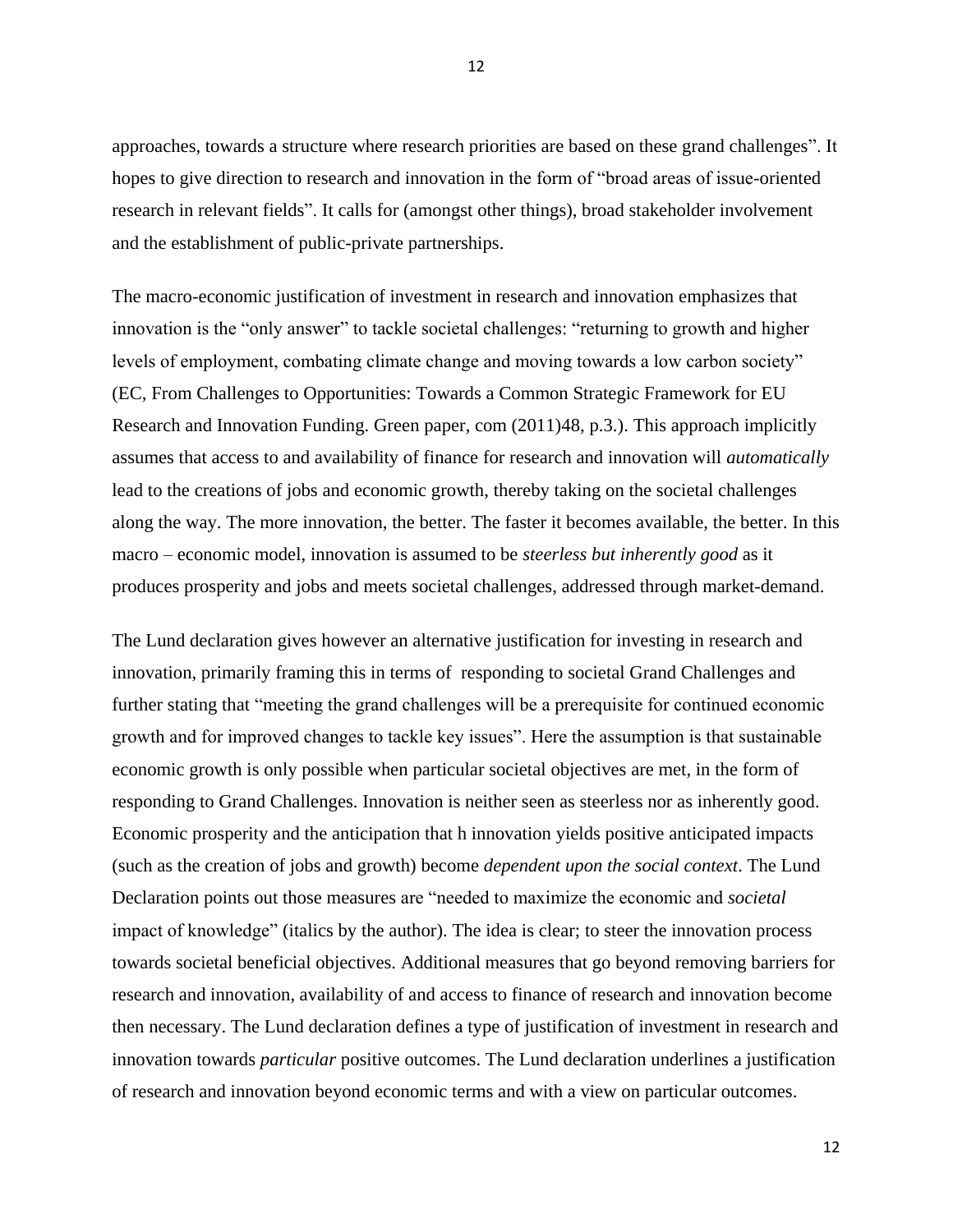approaches, towards a structure where research priorities are based on these grand challenges". It hopes to give direction to research and innovation in the form of "broad areas of issue-oriented research in relevant fields". It calls for (amongst other things), broad stakeholder involvement and the establishment of public-private partnerships.

The macro-economic justification of investment in research and innovation emphasizes that innovation is the "only answer" to tackle societal challenges: "returning to growth and higher levels of employment, combating climate change and moving towards a low carbon society" (EC, From Challenges to Opportunities: Towards a Common Strategic Framework for EU Research and Innovation Funding. Green paper, com (2011)48, p.3.). This approach implicitly assumes that access to and availability of finance for research and innovation will *automatically* lead to the creations of jobs and economic growth, thereby taking on the societal challenges along the way. The more innovation, the better. The faster it becomes available, the better. In this macro – economic model, innovation is assumed to be *steerless but inherently good* as it produces prosperity and jobs and meets societal challenges, addressed through market-demand.

The Lund declaration gives however an alternative justification for investing in research and innovation, primarily framing this in terms of responding to societal Grand Challenges and further stating that "meeting the grand challenges will be a prerequisite for continued economic growth and for improved changes to tackle key issues". Here the assumption is that sustainable economic growth is only possible when particular societal objectives are met, in the form of responding to Grand Challenges. Innovation is neither seen as steerless nor as inherently good. Economic prosperity and the anticipation that h innovation yields positive anticipated impacts (such as the creation of jobs and growth) become *dependent upon the social context*. The Lund Declaration points out those measures are "needed to maximize the economic and *societal* impact of knowledge" (italics by the author). The idea is clear; to steer the innovation process towards societal beneficial objectives. Additional measures that go beyond removing barriers for research and innovation, availability of and access to finance of research and innovation become then necessary. The Lund declaration defines a type of justification of investment in research and innovation towards *particular* positive outcomes. The Lund declaration underlines a justification of research and innovation beyond economic terms and with a view on particular outcomes.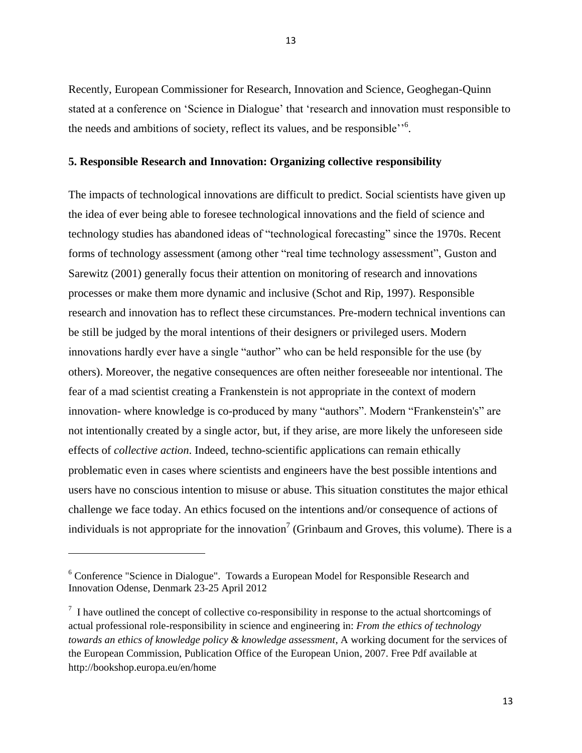Recently, European Commissioner for Research, Innovation and Science, Geoghegan-Quinn stated at a conference on 'Science in Dialogue' that 'research and innovation must responsible to the needs and ambitions of society, reflect its values, and be responsible''[6].

**5. Responsible Research and Innovation: Organizing collective responsibility**

The impacts of technological innovations are difficult to predict. Social scientists have given up the idea of ever being able to foresee technological innovations and the field of science and technology studies has abandoned ideas of "technological forecasting" since the 1970s. Recent forms of technology assessment (among other "real time technology assessment", Guston and Sarewitz (2001) generally focus their attention on monitoring of research and innovations processes or make them more dynamic and inclusive (Schot and Rip, 1997). Responsible research and innovation has to reflect these circumstances. Pre-modern technical inventions can be still be judged by the moral intentions of their designers or privileged users. Modern innovations hardly ever have a single "author" who can be held responsible for the use (by others). Moreover, the negative consequences are often neither foreseeable nor intentional. The fear of a mad scientist creating a Frankenstein is not appropriate in the context of modern innovation- where knowledge is co-produced by many "authors". Modern "Frankenstein's" are not intentionally created by a single actor, but, if they arise, are more likely the unforeseen side effects of *collective action*. Indeed, techno-scientific applications can remain ethically problematic even in cases where scientists and engineers have the best possible intentions and users have no conscious intention to misuse or abuse. This situation constitutes the major ethical challenge we face today. An ethics focused on the intentions and/or consequence of actions of individuals is not appropriate for the innovation[7] (Grinbaum and Groves, this volume). There is a

---

[6] Conference "Science in Dialogue". Towards a European Model for Responsible Research and Innovation Odense, Denmark 23-25 April 2012

[7] I have outlined the concept of collective co-responsibility in response to the actual shortcomings of actual professional role-responsibility in science and engineering in: *From the ethics of technology towards an ethics of knowledge policy & knowledge assessment*, A working document for the services of the European Commission, Publication Office of the European Union, 2007. Free Pdf available at http://bookshop.europa.eu/en/home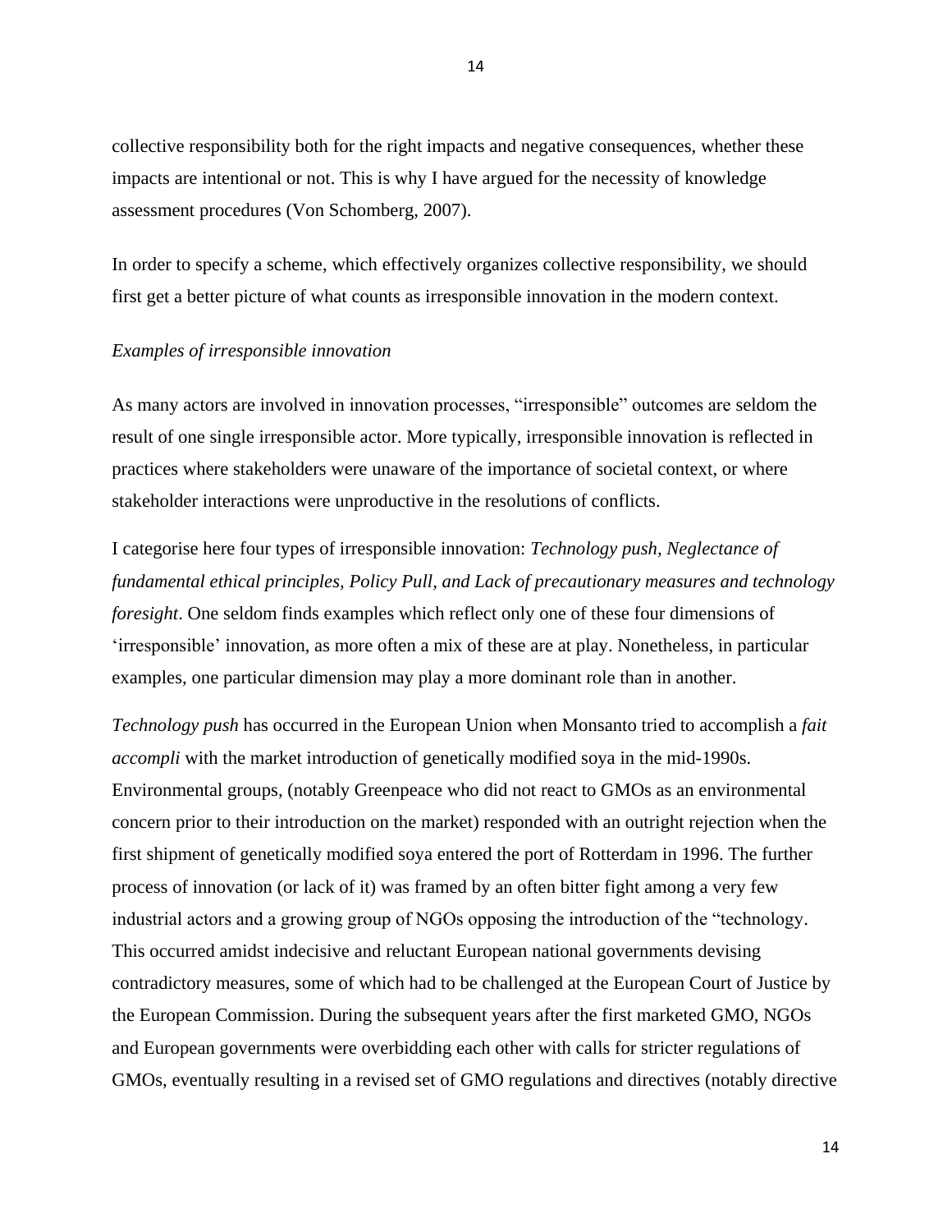collective responsibility both for the right impacts and negative consequences, whether these impacts are intentional or not. This is why I have argued for the necessity of knowledge assessment procedures (Von Schomberg, 2007).

In order to specify a scheme, which effectively organizes collective responsibility, we should first get a better picture of what counts as irresponsible innovation in the modern context.

*Examples of irresponsible innovation*

As many actors are involved in innovation processes, "irresponsible" outcomes are seldom the result of one single irresponsible actor. More typically, irresponsible innovation is reflected in practices where stakeholders were unaware of the importance of societal context, or where stakeholder interactions were unproductive in the resolutions of conflicts.

I categorise here four types of irresponsible innovation: *Technology push, Neglectance of fundamental ethical principles, Policy Pull, and Lack of precautionary measures and technology foresight*. One seldom finds examples which reflect only one of these four dimensions of 'irresponsible' innovation, as more often a mix of these are at play. Nonetheless, in particular examples, one particular dimension may play a more dominant role than in another.

*Technology push* has occurred in the European Union when Monsanto tried to accomplish a *fait accompli* with the market introduction of genetically modified soya in the mid-1990s. Environmental groups, (notably Greenpeace who did not react to GMOs as an environmental concern prior to their introduction on the market) responded with an outright rejection when the first shipment of genetically modified soya entered the port of Rotterdam in 1996. The further process of innovation (or lack of it) was framed by an often bitter fight among a very few industrial actors and a growing group of NGOs opposing the introduction of the "technology. This occurred amidst indecisive and reluctant European national governments devising contradictory measures, some of which had to be challenged at the European Court of Justice by the European Commission. During the subsequent years after the first marketed GMO, NGOs and European governments were overbidding each other with calls for stricter regulations of GMOs, eventually resulting in a revised set of GMO regulations and directives (notably directive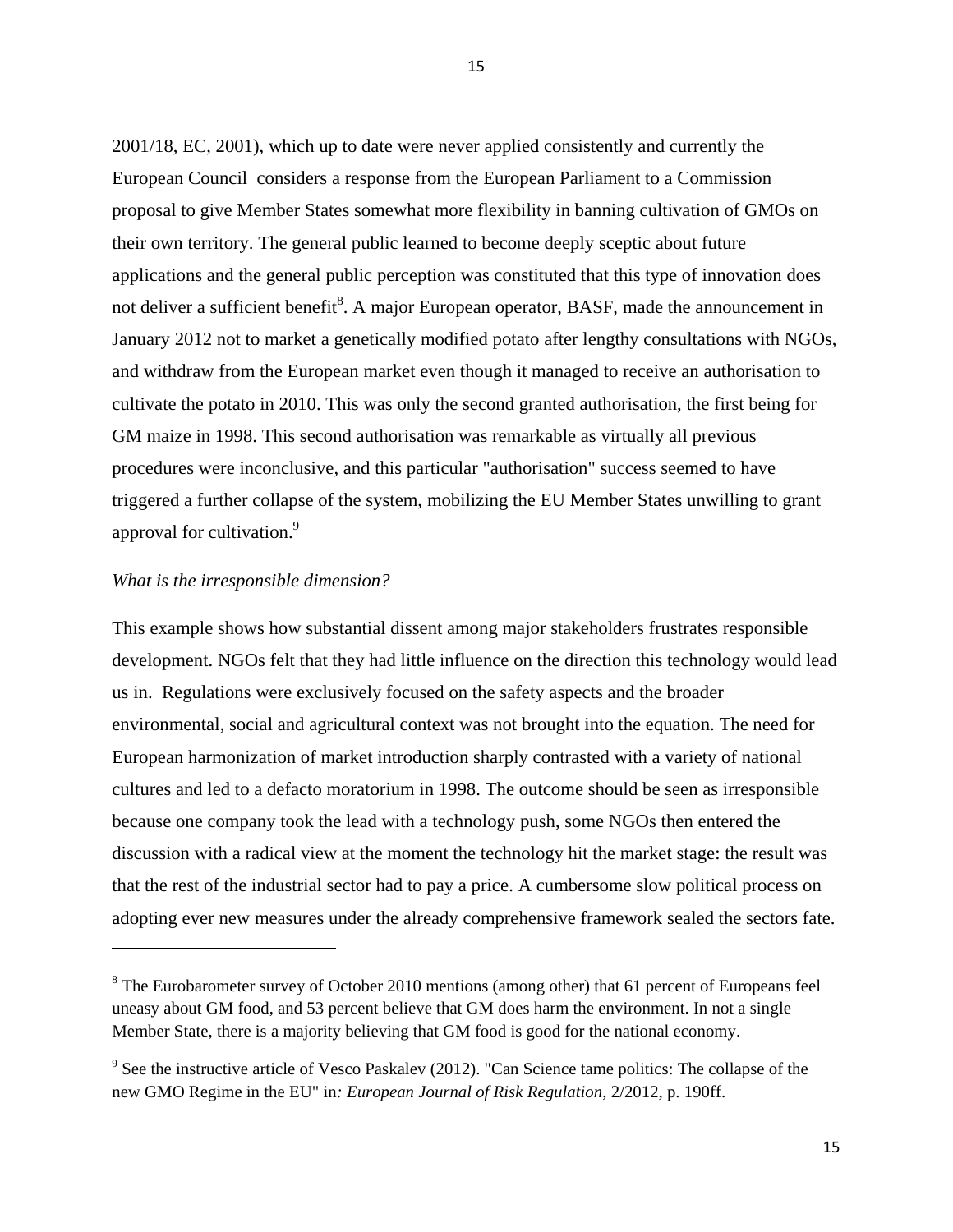2001/18, EC, 2001), which up to date were never applied consistently and currently the European Council  considers a response from the European Parliament to a Commission proposal to give Member States somewhat more flexibility in banning cultivation of GMOs on their own territory. The general public learned to become deeply sceptic about future applications and the general public perception was constituted that this type of innovation does not deliver a sufficient benefit[8]. A major European operator, BASF, made the announcement in January 2012 not to market a genetically modified potato after lengthy consultations with NGOs, and withdraw from the European market even though it managed to receive an authorisation to cultivate the potato in 2010. This was only the second granted authorisation, the first being for GM maize in 1998. This second authorisation was remarkable as virtually all previous procedures were inconclusive, and this particular "authorisation" success seemed to have triggered a further collapse of the system, mobilizing the EU Member States unwilling to grant approval for cultivation.[9]

*What is the irresponsible dimension?*

This example shows how substantial dissent among major stakeholders frustrates responsible development. NGOs felt that they had little influence on the direction this technology would lead us in.  Regulations were exclusively focused on the safety aspects and the broader environmental, social and agricultural context was not brought into the equation. The need for European harmonization of market introduction sharply contrasted with a variety of national cultures and led to a defacto moratorium in 1998. The outcome should be seen as irresponsible because one company took the lead with a technology push, some NGOs then entered the discussion with a radical view at the moment the technology hit the market stage: the result was that the rest of the industrial sector had to pay a price. A cumbersome slow political process on adopting ever new measures under the already comprehensive framework sealed the sectors fate.

---

[8] The Eurobarometer survey of October 2010 mentions (among other) that 61 percent of Europeans feel uneasy about GM food, and 53 percent believe that GM does harm the environment. In not a single Member State, there is a majority believing that GM food is good for the national economy.

[9] See the instructive article of Vesco Paskalev (2012). "Can Science tame politics: The collapse of the new GMO Regime in the EU" in*: European Journal of Risk Regulation,* 2/2012, p. 190ff.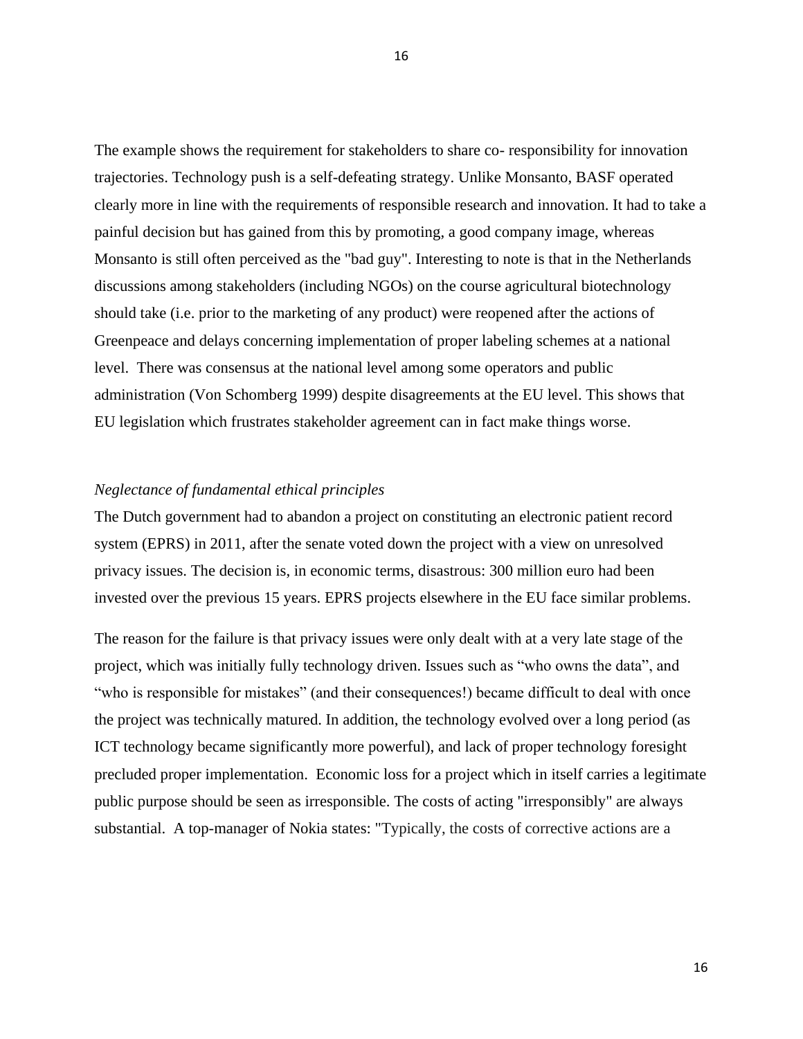The example shows the requirement for stakeholders to share co- responsibility for innovation trajectories. Technology push is a self-defeating strategy. Unlike Monsanto, BASF operated clearly more in line with the requirements of responsible research and innovation. It had to take a painful decision but has gained from this by promoting, a good company image, whereas Monsanto is still often perceived as the "bad guy". Interesting to note is that in the Netherlands discussions among stakeholders (including NGOs) on the course agricultural biotechnology should take (i.e. prior to the marketing of any product) were reopened after the actions of Greenpeace and delays concerning implementation of proper labeling schemes at a national level. There was consensus at the national level among some operators and public administration (Von Schomberg 1999) despite disagreements at the EU level. This shows that EU legislation which frustrates stakeholder agreement can in fact make things worse.

*Neglectance of fundamental ethical principles*

The Dutch government had to abandon a project on constituting an electronic patient record system (EPRS) in 2011, after the senate voted down the project with a view on unresolved privacy issues. The decision is, in economic terms, disastrous: 300 million euro had been invested over the previous 15 years. EPRS projects elsewhere in the EU face similar problems.

The reason for the failure is that privacy issues were only dealt with at a very late stage of the project, which was initially fully technology driven. Issues such as "who owns the data", and "who is responsible for mistakes" (and their consequences!) became difficult to deal with once the project was technically matured. In addition, the technology evolved over a long period (as ICT technology became significantly more powerful), and lack of proper technology foresight precluded proper implementation. Economic loss for a project which in itself carries a legitimate public purpose should be seen as irresponsible. The costs of acting "irresponsibly" are always substantial. A top-manager of Nokia states: "Typically, the costs of corrective actions are a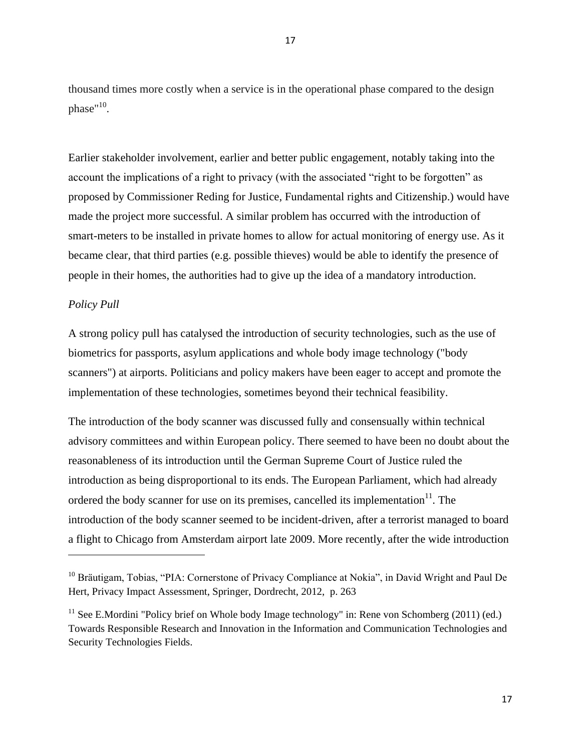thousand times more costly when a service is in the operational phase compared to the design phase"[10].

Earlier stakeholder involvement, earlier and better public engagement, notably taking into the account the implications of a right to privacy (with the associated "right to be forgotten" as proposed by Commissioner Reding for Justice, Fundamental rights and Citizenship.) would have made the project more successful. A similar problem has occurred with the introduction of smart-meters to be installed in private homes to allow for actual monitoring of energy use. As it became clear, that third parties (e.g. possible thieves) would be able to identify the presence of people in their homes, the authorities had to give up the idea of a mandatory introduction.

*Policy Pull*

A strong policy pull has catalysed the introduction of security technologies, such as the use of biometrics for passports, asylum applications and whole body image technology ("body scanners") at airports. Politicians and policy makers have been eager to accept and promote the implementation of these technologies, sometimes beyond their technical feasibility.

The introduction of the body scanner was discussed fully and consensually within technical advisory committees and within European policy. There seemed to have been no doubt about the reasonableness of its introduction until the German Supreme Court of Justice ruled the introduction as being disproportional to its ends. The European Parliament, which had already ordered the body scanner for use on its premises, cancelled its implementation[11]. The introduction of the body scanner seemed to be incident-driven, after a terrorist managed to board a flight to Chicago from Amsterdam airport late 2009. More recently, after the wide introduction

---

[10] Bräutigam, Tobias, "PIA: Cornerstone of Privacy Compliance at Nokia", in David Wright and Paul De Hert, Privacy Impact Assessment, Springer, Dordrecht, 2012, p. 263

[11] See E.Mordini "Policy brief on Whole body Image technology" in: Rene von Schomberg (2011) (ed.) Towards Responsible Research and Innovation in the Information and Communication Technologies and Security Technologies Fields.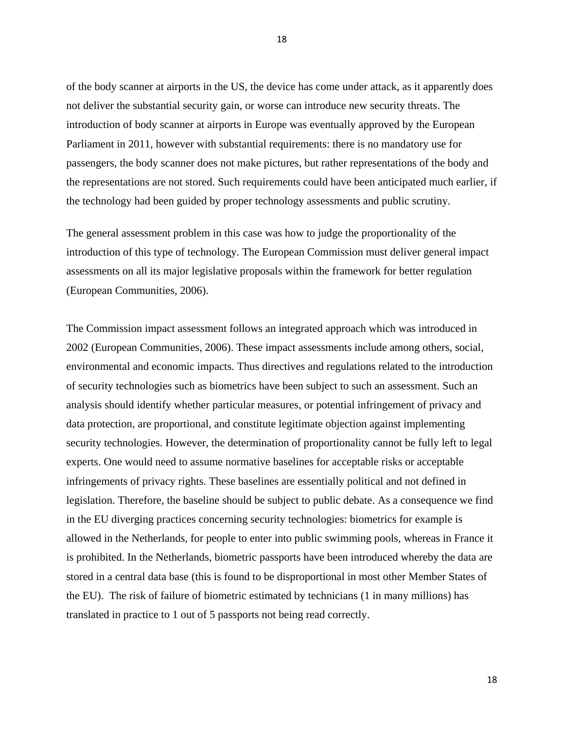of the body scanner at airports in the US, the device has come under attack, as it apparently does not deliver the substantial security gain, or worse can introduce new security threats. The introduction of body scanner at airports in Europe was eventually approved by the European Parliament in 2011, however with substantial requirements: there is no mandatory use for passengers, the body scanner does not make pictures, but rather representations of the body and the representations are not stored. Such requirements could have been anticipated much earlier, if the technology had been guided by proper technology assessments and public scrutiny.

The general assessment problem in this case was how to judge the proportionality of the introduction of this type of technology. The European Commission must deliver general impact assessments on all its major legislative proposals within the framework for better regulation (European Communities, 2006).

The Commission impact assessment follows an integrated approach which was introduced in 2002 (European Communities, 2006). These impact assessments include among others, social, environmental and economic impacts. Thus directives and regulations related to the introduction of security technologies such as biometrics have been subject to such an assessment. Such an analysis should identify whether particular measures, or potential infringement of privacy and data protection, are proportional, and constitute legitimate objection against implementing security technologies. However, the determination of proportionality cannot be fully left to legal experts. One would need to assume normative baselines for acceptable risks or acceptable infringements of privacy rights. These baselines are essentially political and not defined in legislation. Therefore, the baseline should be subject to public debate. As a consequence we find in the EU diverging practices concerning security technologies: biometrics for example is allowed in the Netherlands, for people to enter into public swimming pools, whereas in France it is prohibited. In the Netherlands, biometric passports have been introduced whereby the data are stored in a central data base (this is found to be disproportional in most other Member States of the EU). The risk of failure of biometric estimated by technicians (1 in many millions) has translated in practice to 1 out of 5 passports not being read correctly.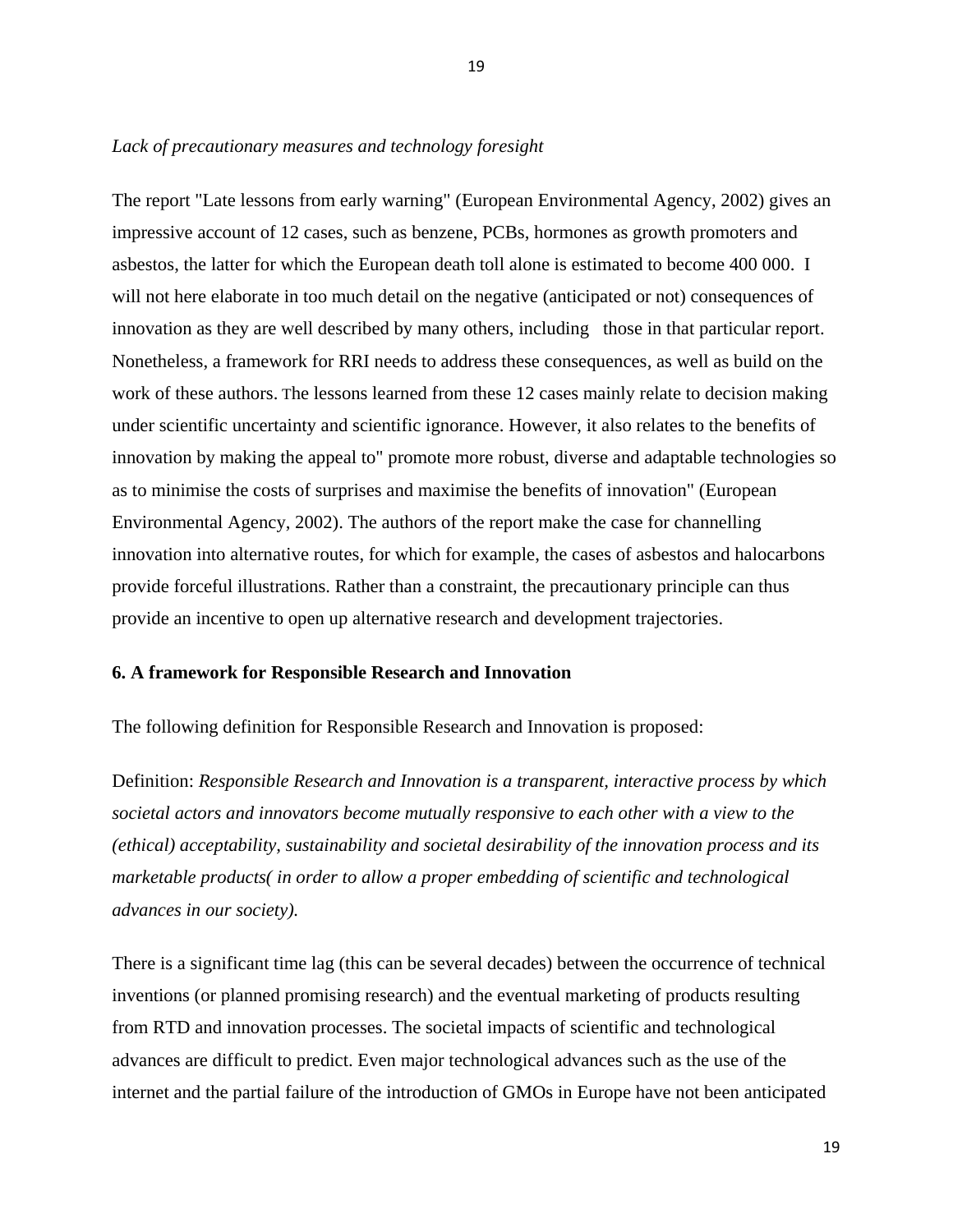*Lack of precautionary measures and technology foresight*

The report "Late lessons from early warning" (European Environmental Agency, 2002) gives an impressive account of 12 cases, such as benzene, PCBs, hormones as growth promoters and asbestos, the latter for which the European death toll alone is estimated to become 400 000. I will not here elaborate in too much detail on the negative (anticipated or not) consequences of innovation as they are well described by many others, including those in that particular report. Nonetheless, a framework for RRI needs to address these consequences, as well as build on the work of these authors. The lessons learned from these 12 cases mainly relate to decision making under scientific uncertainty and scientific ignorance. However, it also relates to the benefits of innovation by making the appeal to" promote more robust, diverse and adaptable technologies so as to minimise the costs of surprises and maximise the benefits of innovation" (European Environmental Agency, 2002). The authors of the report make the case for channelling innovation into alternative routes, for which for example, the cases of asbestos and halocarbons provide forceful illustrations. Rather than a constraint, the precautionary principle can thus provide an incentive to open up alternative research and development trajectories.

## 6. A framework for Responsible Research and Innovation

The following definition for Responsible Research and Innovation is proposed:

Definition: *Responsible Research and Innovation is a transparent, interactive process by which societal actors and innovators become mutually responsive to each other with a view to the (ethical) acceptability, sustainability and societal desirability of the innovation process and its marketable products( in order to allow a proper embedding of scientific and technological advances in our society).*

There is a significant time lag (this can be several decades) between the occurrence of technical inventions (or planned promising research) and the eventual marketing of products resulting from RTD and innovation processes. The societal impacts of scientific and technological advances are difficult to predict. Even major technological advances such as the use of the internet and the partial failure of the introduction of GMOs in Europe have not been anticipated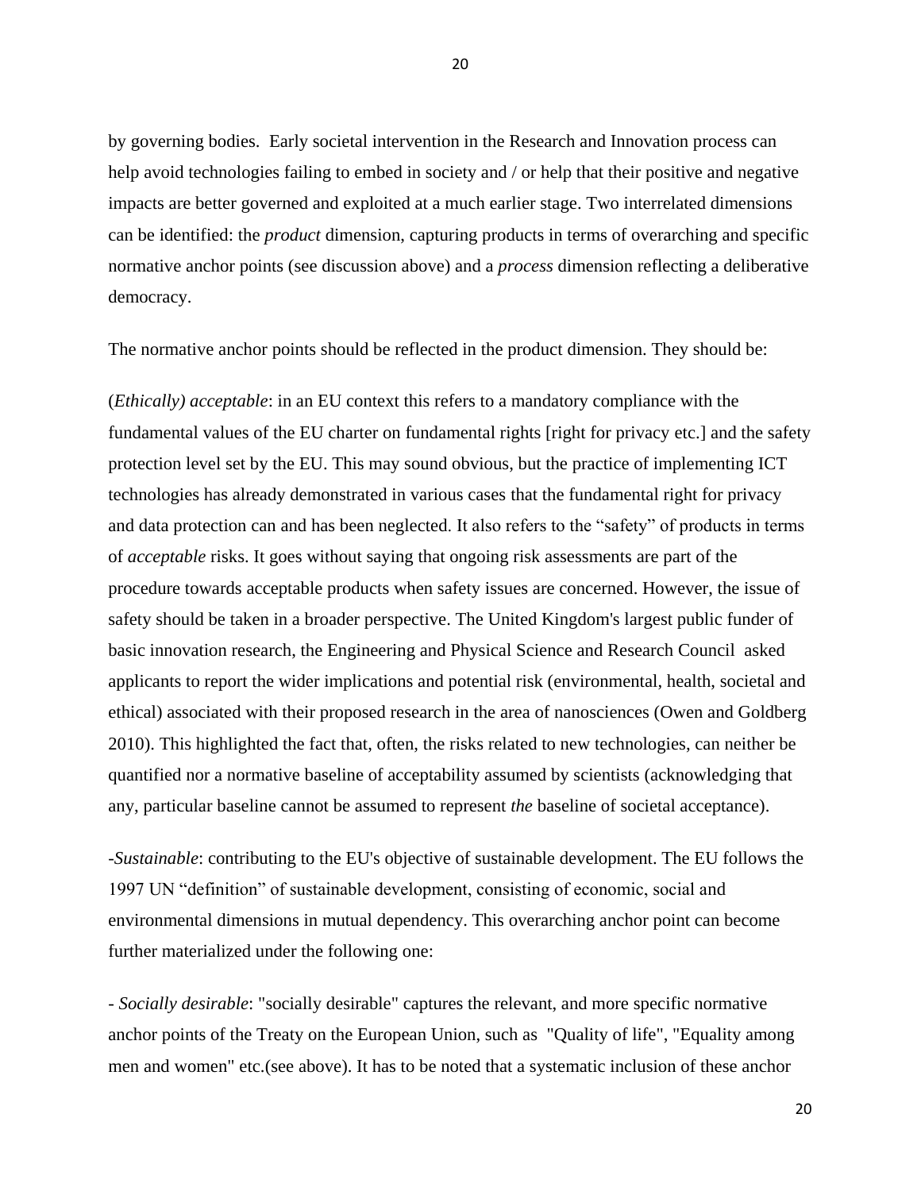by governing bodies.  Early societal intervention in the Research and Innovation process can help avoid technologies failing to embed in society and / or help that their positive and negative impacts are better governed and exploited at a much earlier stage. Two interrelated dimensions can be identified: the *product* dimension, capturing products in terms of overarching and specific normative anchor points (see discussion above) and a *process* dimension reflecting a deliberative democracy.

The normative anchor points should be reflected in the product dimension. They should be:

(*Ethically) acceptable*: in an EU context this refers to a mandatory compliance with the fundamental values of the EU charter on fundamental rights [right for privacy etc.] and the safety protection level set by the EU. This may sound obvious, but the practice of implementing ICT technologies has already demonstrated in various cases that the fundamental right for privacy and data protection can and has been neglected. It also refers to the "safety" of products in terms of *acceptable* risks. It goes without saying that ongoing risk assessments are part of the procedure towards acceptable products when safety issues are concerned. However, the issue of safety should be taken in a broader perspective. The United Kingdom's largest public funder of basic innovation research, the Engineering and Physical Science and Research Council  asked applicants to report the wider implications and potential risk (environmental, health, societal and ethical) associated with their proposed research in the area of nanosciences (Owen and Goldberg 2010). This highlighted the fact that, often, the risks related to new technologies, can neither be quantified nor a normative baseline of acceptability assumed by scientists (acknowledging that any, particular baseline cannot be assumed to represent *the* baseline of societal acceptance).

-*Sustainable*: contributing to the EU's objective of sustainable development. The EU follows the 1997 UN "definition" of sustainable development, consisting of economic, social and environmental dimensions in mutual dependency. This overarching anchor point can become further materialized under the following one:

- *Socially desirable*: "socially desirable" captures the relevant, and more specific normative anchor points of the Treaty on the European Union, such as  "Quality of life", "Equality among men and women" etc.(see above). It has to be noted that a systematic inclusion of these anchor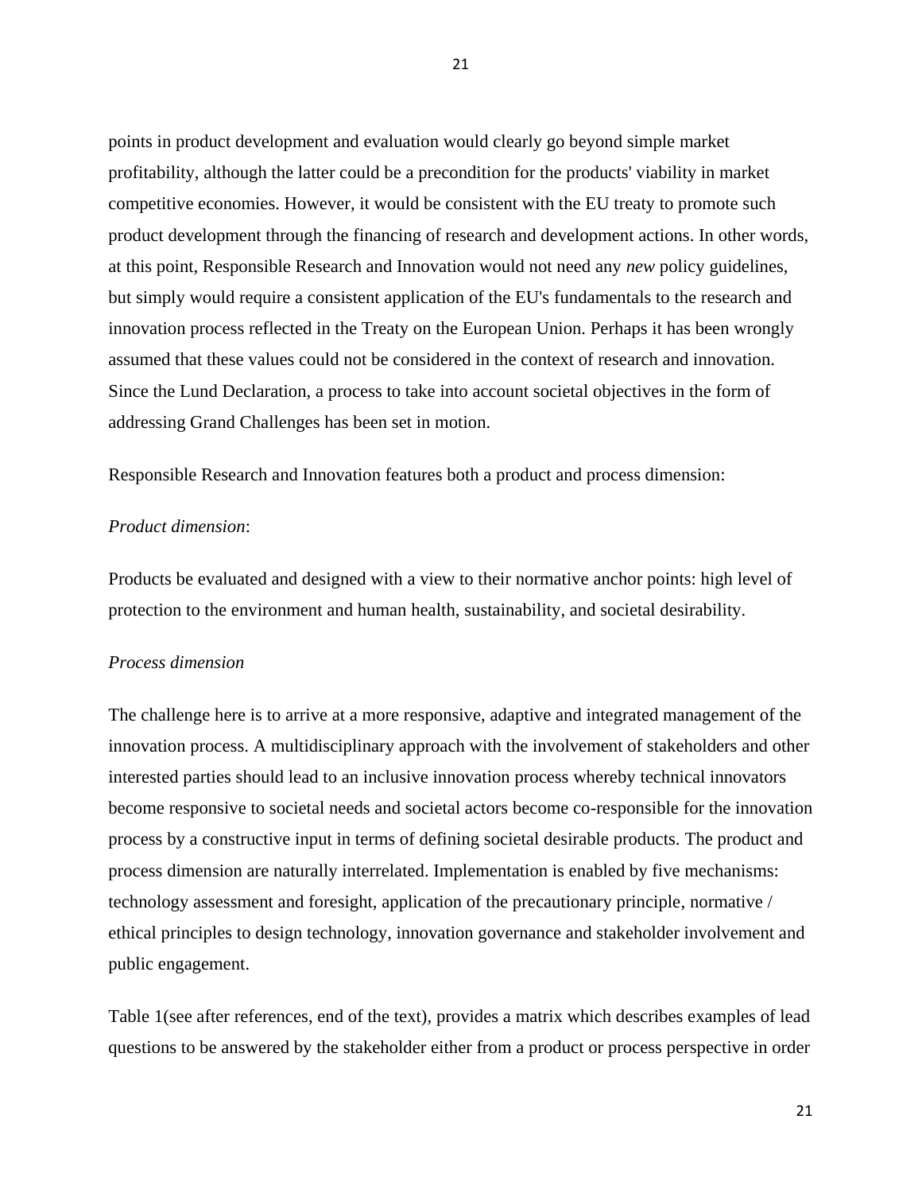points in product development and evaluation would clearly go beyond simple market profitability, although the latter could be a precondition for the products' viability in market competitive economies. However, it would be consistent with the EU treaty to promote such product development through the financing of research and development actions. In other words, at this point, Responsible Research and Innovation would not need any *new* policy guidelines, but simply would require a consistent application of the EU's fundamentals to the research and innovation process reflected in the Treaty on the European Union. Perhaps it has been wrongly assumed that these values could not be considered in the context of research and innovation. Since the Lund Declaration, a process to take into account societal objectives in the form of addressing Grand Challenges has been set in motion.

Responsible Research and Innovation features both a product and process dimension:

*Product dimension*:

Products be evaluated and designed with a view to their normative anchor points: high level of protection to the environment and human health, sustainability, and societal desirability.

*Process dimension*

The challenge here is to arrive at a more responsive, adaptive and integrated management of the innovation process. A multidisciplinary approach with the involvement of stakeholders and other interested parties should lead to an inclusive innovation process whereby technical innovators become responsive to societal needs and societal actors become co-responsible for the innovation process by a constructive input in terms of defining societal desirable products. The product and process dimension are naturally interrelated. Implementation is enabled by five mechanisms: technology assessment and foresight, application of the precautionary principle, normative / ethical principles to design technology, innovation governance and stakeholder involvement and public engagement.

Table 1(see after references, end of the text), provides a matrix which describes examples of lead questions to be answered by the stakeholder either from a product or process perspective in order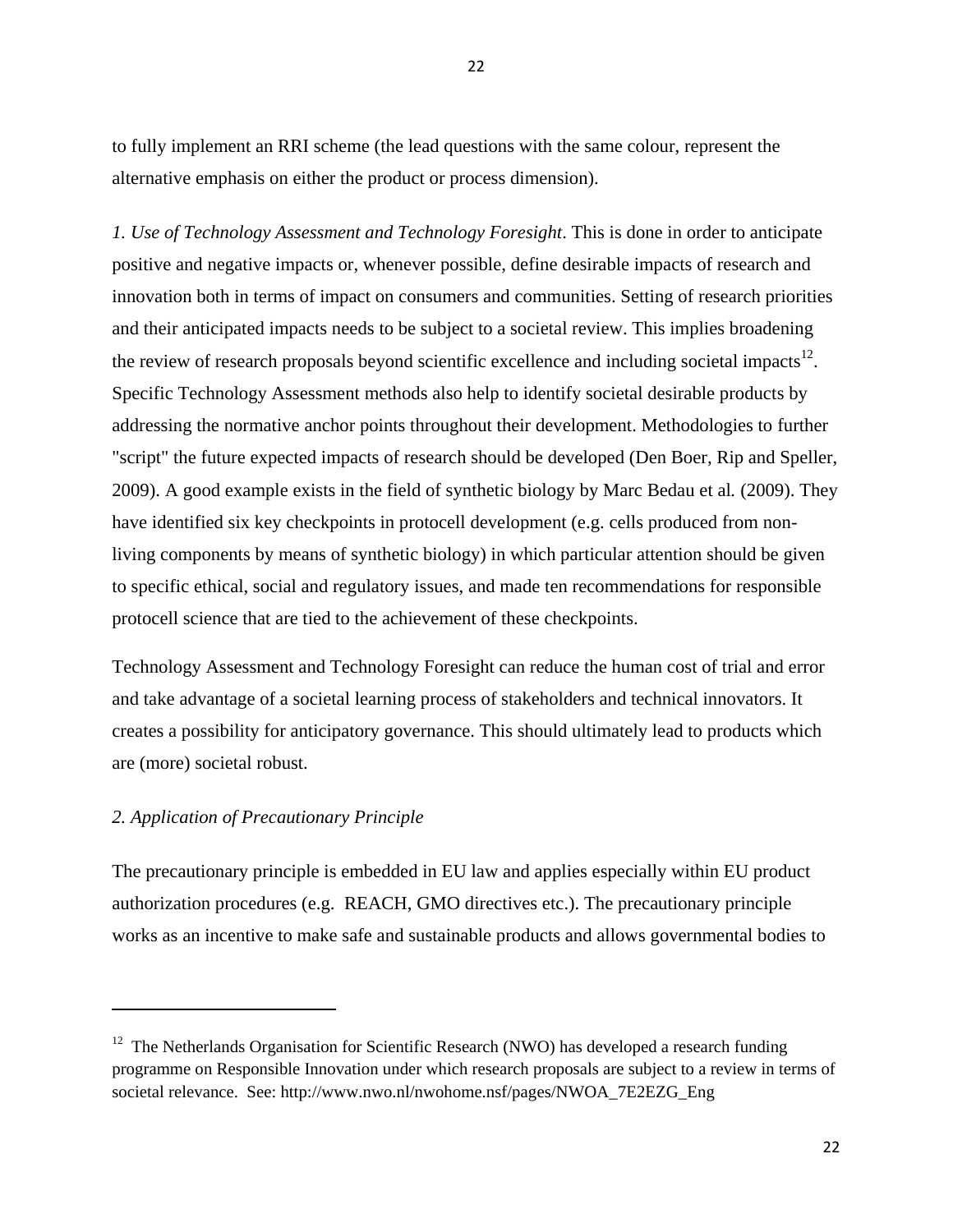to fully implement an RRI scheme (the lead questions with the same colour, represent the alternative emphasis on either the product or process dimension).

*1. Use of Technology Assessment and Technology Foresight*. This is done in order to anticipate positive and negative impacts or, whenever possible, define desirable impacts of research and innovation both in terms of impact on consumers and communities. Setting of research priorities and their anticipated impacts needs to be subject to a societal review. This implies broadening the review of research proposals beyond scientific excellence and including societal impacts[12]. Specific Technology Assessment methods also help to identify societal desirable products by addressing the normative anchor points throughout their development. Methodologies to further "script" the future expected impacts of research should be developed (Den Boer, Rip and Speller, 2009). A good example exists in the field of synthetic biology by Marc Bedau et al. (2009). They have identified six key checkpoints in protocell development (e.g. cells produced from non-living components by means of synthetic biology) in which particular attention should be given to specific ethical, social and regulatory issues, and made ten recommendations for responsible protocell science that are tied to the achievement of these checkpoints.

Technology Assessment and Technology Foresight can reduce the human cost of trial and error and take advantage of a societal learning process of stakeholders and technical innovators. It creates a possibility for anticipatory governance. This should ultimately lead to products which are (more) societal robust.

*2. Application of Precautionary Principle*

The precautionary principle is embedded in EU law and applies especially within EU product authorization procedures (e.g. REACH, GMO directives etc.). The precautionary principle works as an incentive to make safe and sustainable products and allows governmental bodies to

---

[12] The Netherlands Organisation for Scientific Research (NWO) has developed a research funding programme on Responsible Innovation under which research proposals are subject to a review in terms of societal relevance. See: http://www.nwo.nl/nwohome.nsf/pages/NWOA_7E2EZG_Eng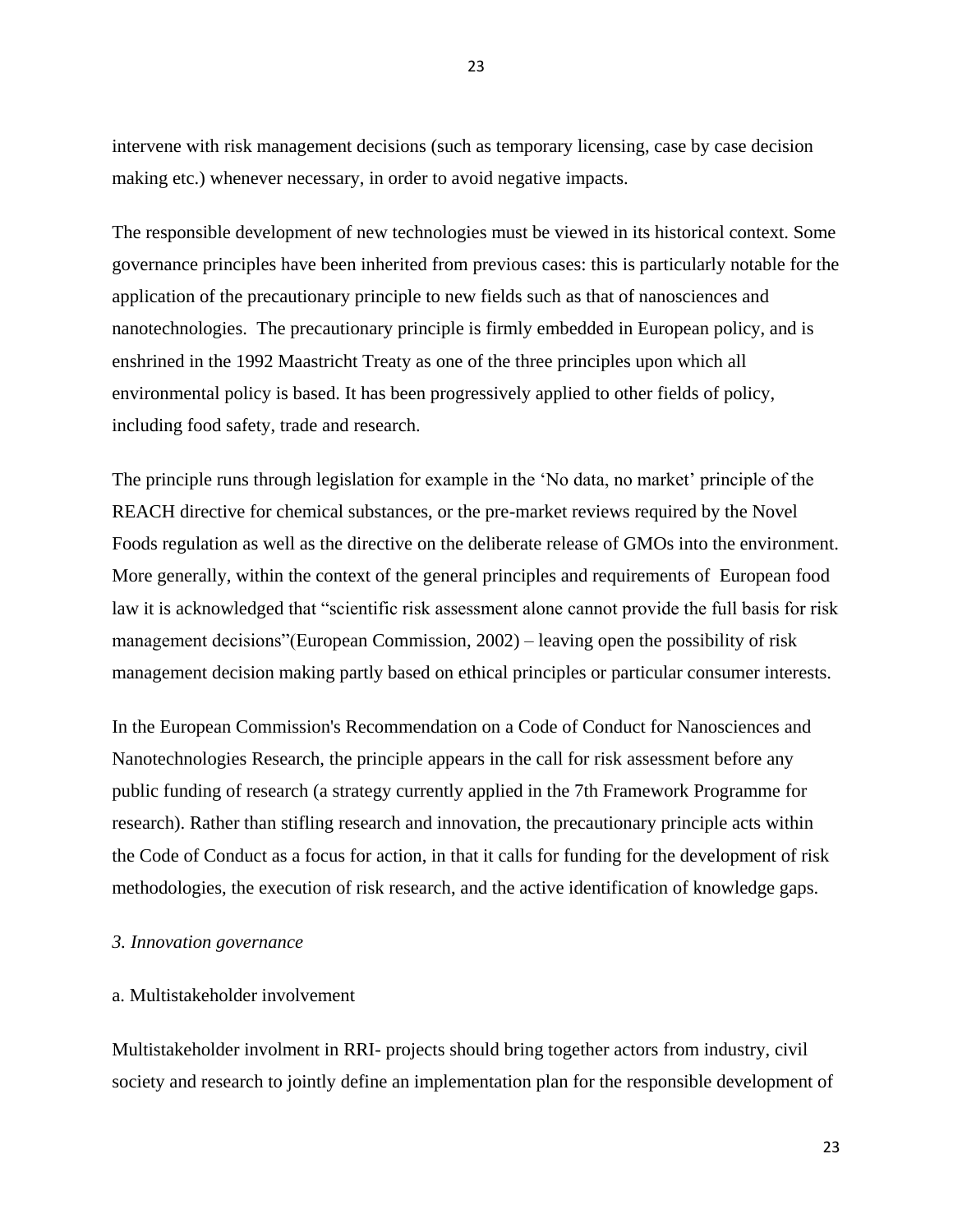intervene with risk management decisions (such as temporary licensing, case by case decision making etc.) whenever necessary, in order to avoid negative impacts.

The responsible development of new technologies must be viewed in its historical context. Some governance principles have been inherited from previous cases: this is particularly notable for the application of the precautionary principle to new fields such as that of nanosciences and nanotechnologies.  The precautionary principle is firmly embedded in European policy, and is enshrined in the 1992 Maastricht Treaty as one of the three principles upon which all environmental policy is based. It has been progressively applied to other fields of policy, including food safety, trade and research.

The principle runs through legislation for example in the 'No data, no market' principle of the REACH directive for chemical substances, or the pre-market reviews required by the Novel Foods regulation as well as the directive on the deliberate release of GMOs into the environment. More generally, within the context of the general principles and requirements of  European food law it is acknowledged that "scientific risk assessment alone cannot provide the full basis for risk management decisions"(European Commission, 2002) – leaving open the possibility of risk management decision making partly based on ethical principles or particular consumer interests.

In the European Commission's Recommendation on a Code of Conduct for Nanosciences and Nanotechnologies Research, the principle appears in the call for risk assessment before any public funding of research (a strategy currently applied in the 7th Framework Programme for research). Rather than stifling research and innovation, the precautionary principle acts within the Code of Conduct as a focus for action, in that it calls for funding for the development of risk methodologies, the execution of risk research, and the active identification of knowledge gaps.

### *3. Innovation governance*

#### a. Multistakeholder involvement

Multistakeholder involment in RRI- projects should bring together actors from industry, civil society and research to jointly define an implementation plan for the responsible development of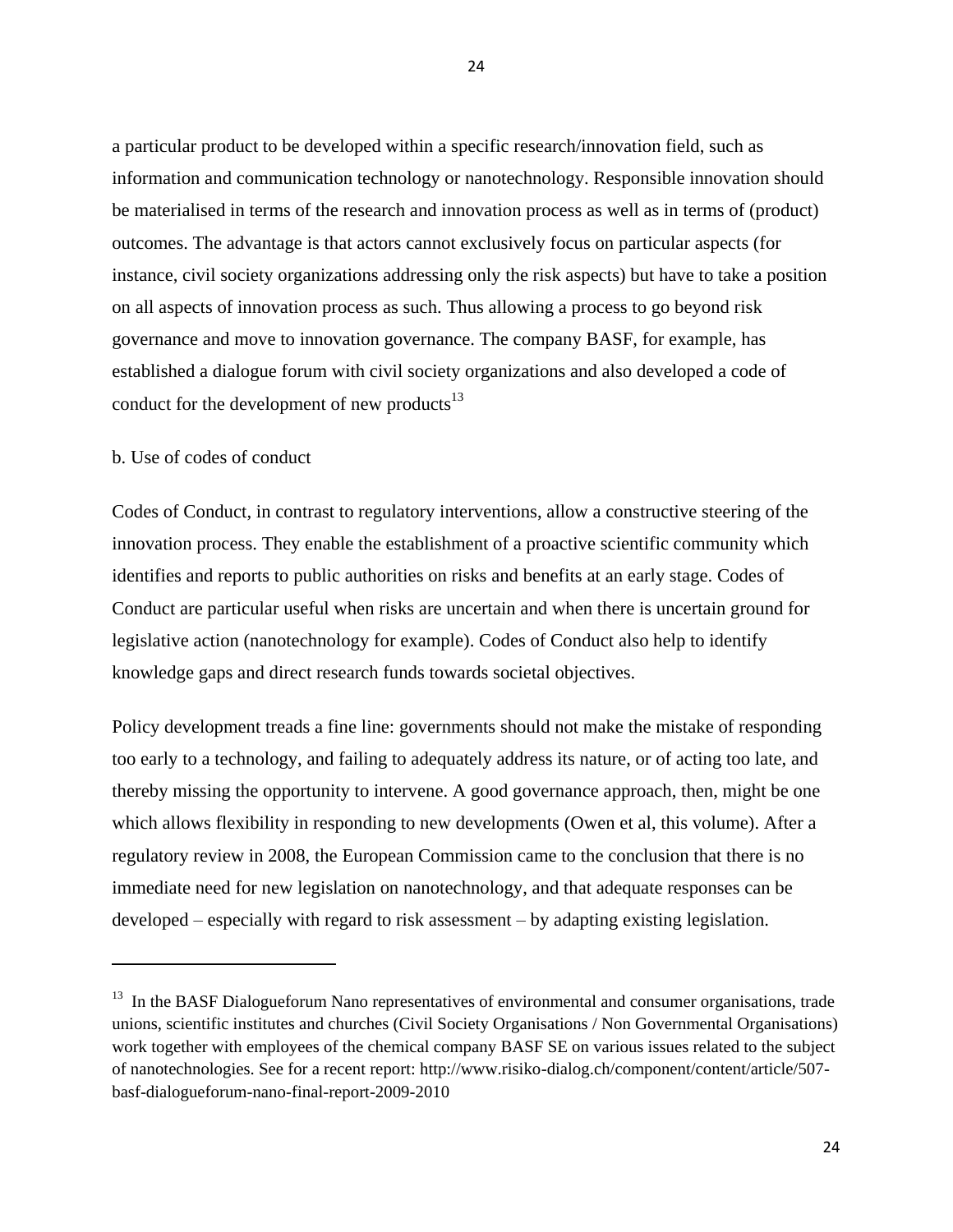a particular product to be developed within a specific research/innovation field, such as information and communication technology or nanotechnology. Responsible innovation should be materialised in terms of the research and innovation process as well as in terms of (product) outcomes. The advantage is that actors cannot exclusively focus on particular aspects (for instance, civil society organizations addressing only the risk aspects) but have to take a position on all aspects of innovation process as such. Thus allowing a process to go beyond risk governance and move to innovation governance. The company BASF, for example, has established a dialogue forum with civil society organizations and also developed a code of conduct for the development of new products[13]

b. Use of codes of conduct

Codes of Conduct, in contrast to regulatory interventions, allow a constructive steering of the innovation process. They enable the establishment of a proactive scientific community which identifies and reports to public authorities on risks and benefits at an early stage. Codes of Conduct are particular useful when risks are uncertain and when there is uncertain ground for legislative action (nanotechnology for example). Codes of Conduct also help to identify knowledge gaps and direct research funds towards societal objectives.

Policy development treads a fine line: governments should not make the mistake of responding too early to a technology, and failing to adequately address its nature, or of acting too late, and thereby missing the opportunity to intervene. A good governance approach, then, might be one which allows flexibility in responding to new developments (Owen et al, this volume). After a regulatory review in 2008, the European Commission came to the conclusion that there is no immediate need for new legislation on nanotechnology, and that adequate responses can be developed – especially with regard to risk assessment – by adapting existing legislation.

---

[13] In the BASF Dialogueforum Nano representatives of environmental and consumer organisations, trade unions, scientific institutes and churches (Civil Society Organisations / Non Governmental Organisations) work together with employees of the chemical company BASF SE on various issues related to the subject of nanotechnologies. See for a recent report: http://www.risiko-dialog.ch/component/content/article/507-basf-dialogueforum-nano-final-report-2009-2010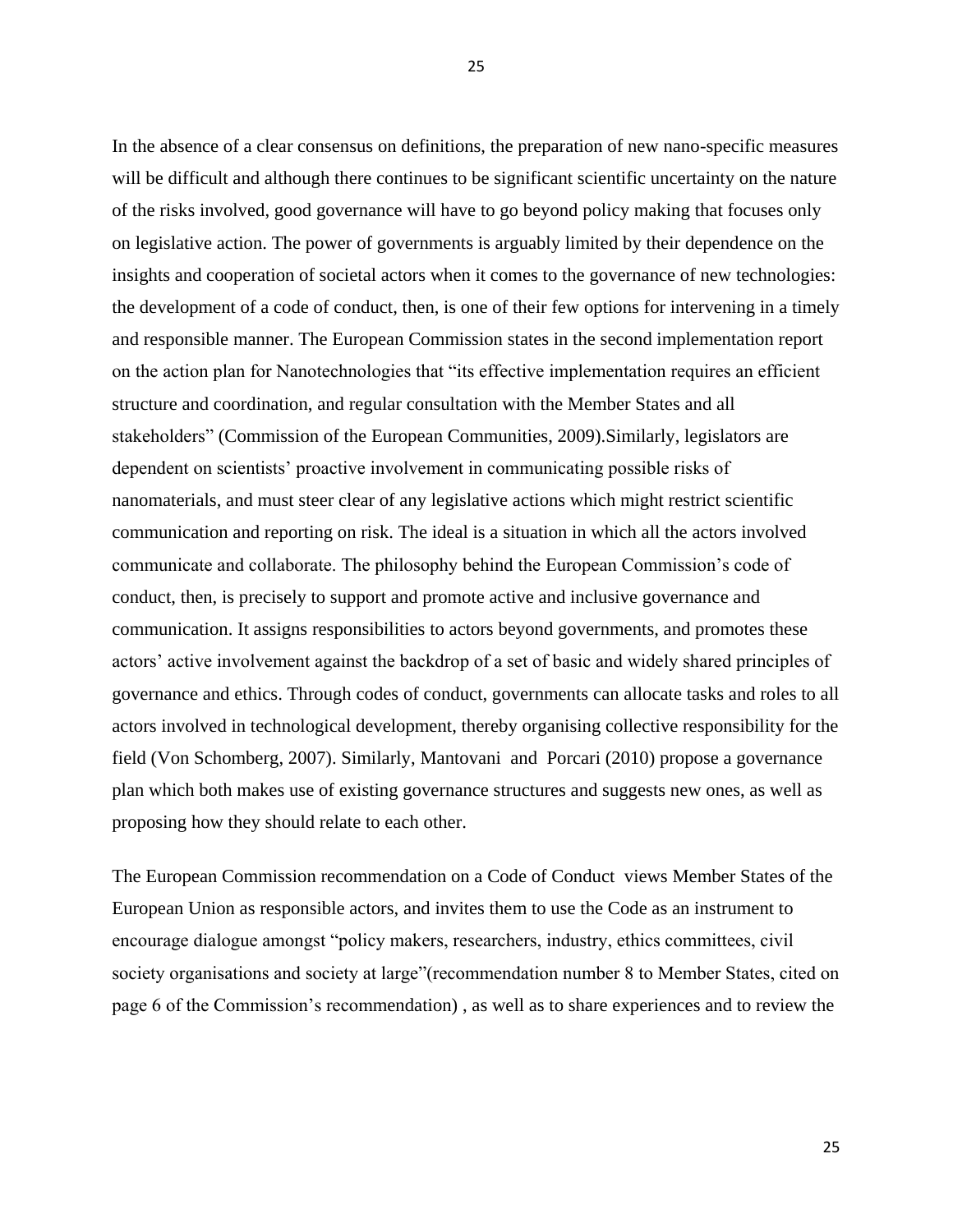In the absence of a clear consensus on definitions, the preparation of new nano-specific measures will be difficult and although there continues to be significant scientific uncertainty on the nature of the risks involved, good governance will have to go beyond policy making that focuses only on legislative action. The power of governments is arguably limited by their dependence on the insights and cooperation of societal actors when it comes to the governance of new technologies: the development of a code of conduct, then, is one of their few options for intervening in a timely and responsible manner. The European Commission states in the second implementation report on the action plan for Nanotechnologies that "its effective implementation requires an efficient structure and coordination, and regular consultation with the Member States and all stakeholders" (Commission of the European Communities, 2009).Similarly, legislators are dependent on scientists' proactive involvement in communicating possible risks of nanomaterials, and must steer clear of any legislative actions which might restrict scientific communication and reporting on risk. The ideal is a situation in which all the actors involved communicate and collaborate. The philosophy behind the European Commission's code of conduct, then, is precisely to support and promote active and inclusive governance and communication. It assigns responsibilities to actors beyond governments, and promotes these actors' active involvement against the backdrop of a set of basic and widely shared principles of governance and ethics. Through codes of conduct, governments can allocate tasks and roles to all actors involved in technological development, thereby organising collective responsibility for the field (Von Schomberg, 2007). Similarly, Mantovani and Porcari (2010) propose a governance plan which both makes use of existing governance structures and suggests new ones, as well as proposing how they should relate to each other.

The European Commission recommendation on a Code of Conduct views Member States of the European Union as responsible actors, and invites them to use the Code as an instrument to encourage dialogue amongst "policy makers, researchers, industry, ethics committees, civil society organisations and society at large"(recommendation number 8 to Member States, cited on page 6 of the Commission's recommendation) , as well as to share experiences and to review the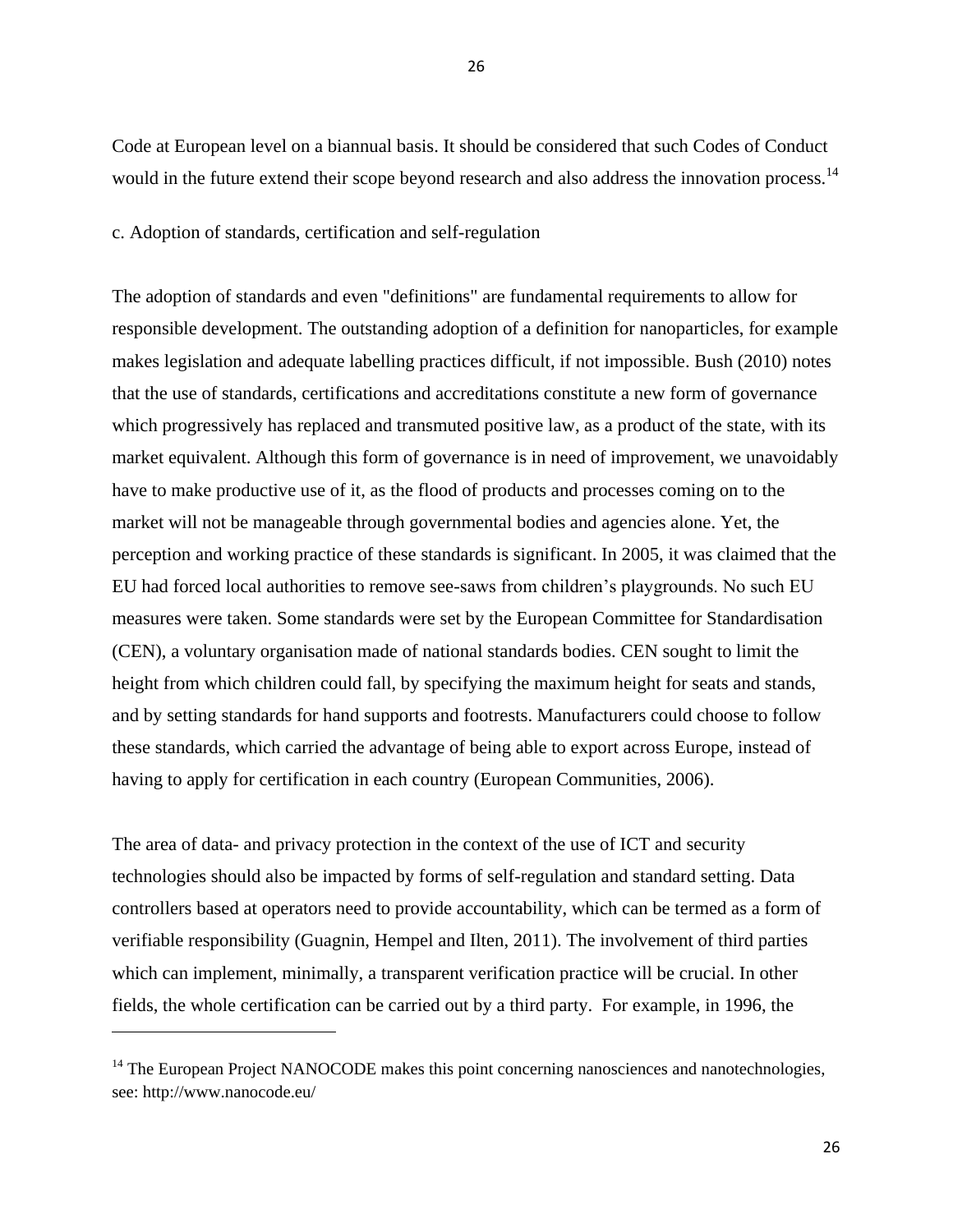Code at European level on a biannual basis. It should be considered that such Codes of Conduct would in the future extend their scope beyond research and also address the innovation process.[14]

c. Adoption of standards, certification and self-regulation

The adoption of standards and even "definitions" are fundamental requirements to allow for responsible development. The outstanding adoption of a definition for nanoparticles, for example makes legislation and adequate labelling practices difficult, if not impossible. Bush (2010) notes that the use of standards, certifications and accreditations constitute a new form of governance which progressively has replaced and transmuted positive law, as a product of the state, with its market equivalent. Although this form of governance is in need of improvement, we unavoidably have to make productive use of it, as the flood of products and processes coming on to the market will not be manageable through governmental bodies and agencies alone. Yet, the perception and working practice of these standards is significant. In 2005, it was claimed that the EU had forced local authorities to remove see-saws from children's playgrounds. No such EU measures were taken. Some standards were set by the European Committee for Standardisation (CEN), a voluntary organisation made of national standards bodies. CEN sought to limit the height from which children could fall, by specifying the maximum height for seats and stands, and by setting standards for hand supports and footrests. Manufacturers could choose to follow these standards, which carried the advantage of being able to export across Europe, instead of having to apply for certification in each country (European Communities, 2006).

The area of data- and privacy protection in the context of the use of ICT and security technologies should also be impacted by forms of self-regulation and standard setting. Data controllers based at operators need to provide accountability, which can be termed as a form of verifiable responsibility (Guagnin, Hempel and Ilten, 2011). The involvement of third parties which can implement, minimally, a transparent verification practice will be crucial. In other fields, the whole certification can be carried out by a third party. For example, in 1996, the

[14] The European Project NANOCODE makes this point concerning nanosciences and nanotechnologies, see: http://www.nanocode.eu/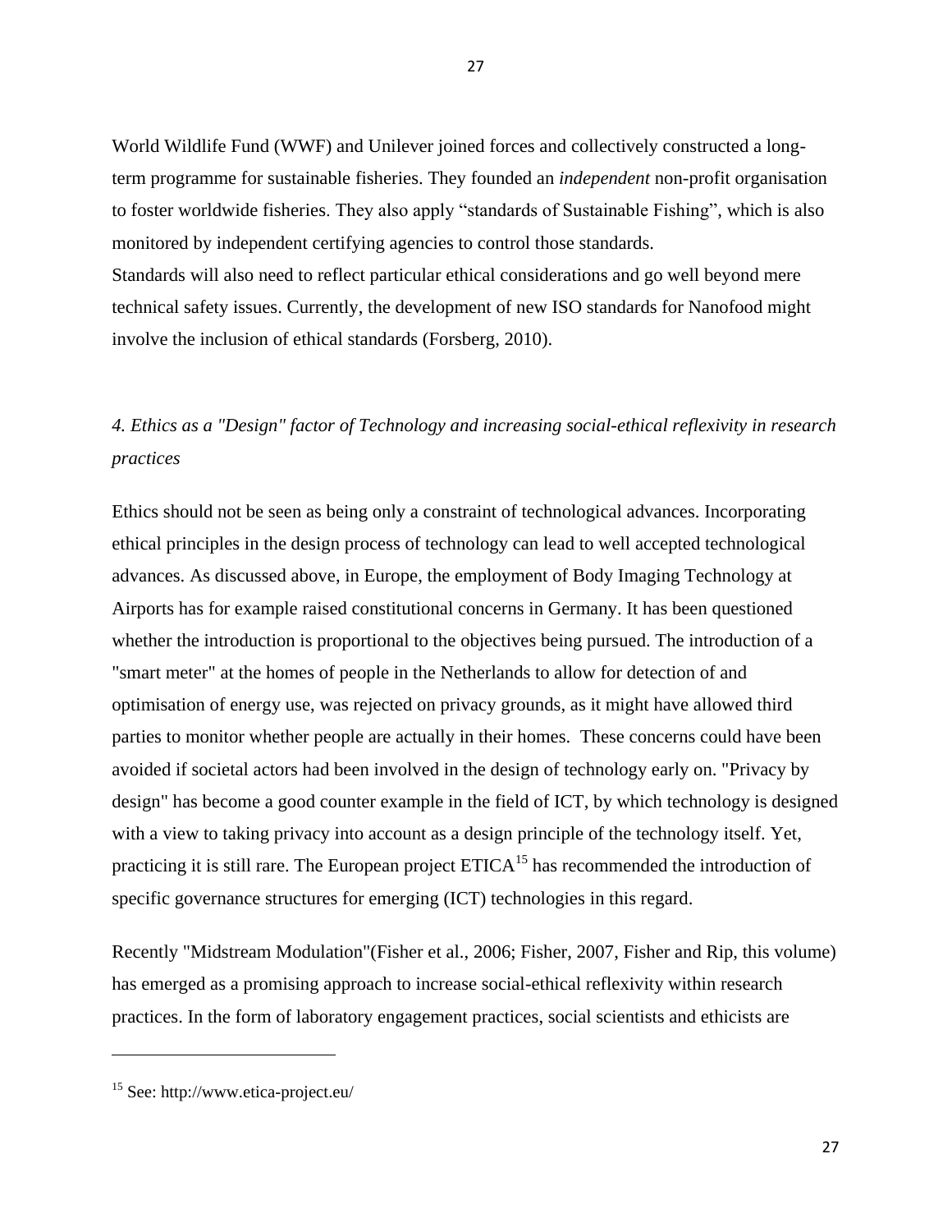World Wildlife Fund (WWF) and Unilever joined forces and collectively constructed a long-term programme for sustainable fisheries. They founded an *independent* non-profit organisation to foster worldwide fisheries. They also apply "standards of Sustainable Fishing", which is also monitored by independent certifying agencies to control those standards.
Standards will also need to reflect particular ethical considerations and go well beyond mere technical safety issues. Currently, the development of new ISO standards for Nanofood might involve the inclusion of ethical standards (Forsberg, 2010).

### *4. Ethics as a "Design" factor of Technology and increasing social-ethical reflexivity in research practices*

Ethics should not be seen as being only a constraint of technological advances. Incorporating ethical principles in the design process of technology can lead to well accepted technological advances. As discussed above, in Europe, the employment of Body Imaging Technology at Airports has for example raised constitutional concerns in Germany. It has been questioned whether the introduction is proportional to the objectives being pursued. The introduction of a "smart meter" at the homes of people in the Netherlands to allow for detection of and optimisation of energy use, was rejected on privacy grounds, as it might have allowed third parties to monitor whether people are actually in their homes. These concerns could have been avoided if societal actors had been involved in the design of technology early on. "Privacy by design" has become a good counter example in the field of ICT, by which technology is designed with a view to taking privacy into account as a design principle of the technology itself. Yet, practicing it is still rare. The European project ETICA[15] has recommended the introduction of specific governance structures for emerging (ICT) technologies in this regard.

Recently "Midstream Modulation"(Fisher et al., 2006; Fisher, 2007, Fisher and Rip, this volume) has emerged as a promising approach to increase social-ethical reflexivity within research practices. In the form of laboratory engagement practices, social scientists and ethicists are

[15] See: http://www.etica-project.eu/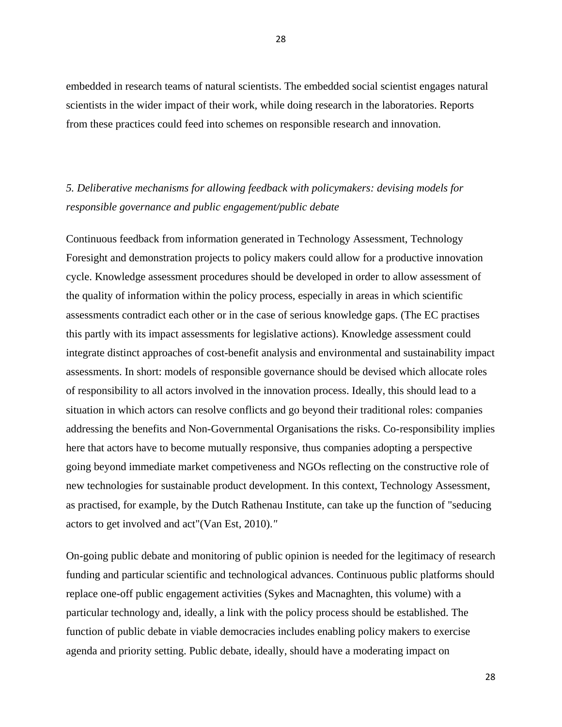embedded in research teams of natural scientists. The embedded social scientist engages natural scientists in the wider impact of their work, while doing research in the laboratories. Reports from these practices could feed into schemes on responsible research and innovation.

*5. Deliberative mechanisms for allowing feedback with policymakers: devising models for responsible governance and public engagement/public debate*

Continuous feedback from information generated in Technology Assessment, Technology Foresight and demonstration projects to policy makers could allow for a productive innovation cycle. Knowledge assessment procedures should be developed in order to allow assessment of the quality of information within the policy process, especially in areas in which scientific assessments contradict each other or in the case of serious knowledge gaps. (The EC practises this partly with its impact assessments for legislative actions). Knowledge assessment could integrate distinct approaches of cost-benefit analysis and environmental and sustainability impact assessments. In short: models of responsible governance should be devised which allocate roles of responsibility to all actors involved in the innovation process. Ideally, this should lead to a situation in which actors can resolve conflicts and go beyond their traditional roles: companies addressing the benefits and Non-Governmental Organisations the risks. Co-responsibility implies here that actors have to become mutually responsive, thus companies adopting a perspective going beyond immediate market competiveness and NGOs reflecting on the constructive role of new technologies for sustainable product development. In this context, Technology Assessment, as practised, for example, by the Dutch Rathenau Institute, can take up the function of "seducing actors to get involved and act"(Van Est, 2010)."

On-going public debate and monitoring of public opinion is needed for the legitimacy of research funding and particular scientific and technological advances. Continuous public platforms should replace one-off public engagement activities (Sykes and Macnaghten, this volume) with a particular technology and, ideally, a link with the policy process should be established. The function of public debate in viable democracies includes enabling policy makers to exercise agenda and priority setting. Public debate, ideally, should have a moderating impact on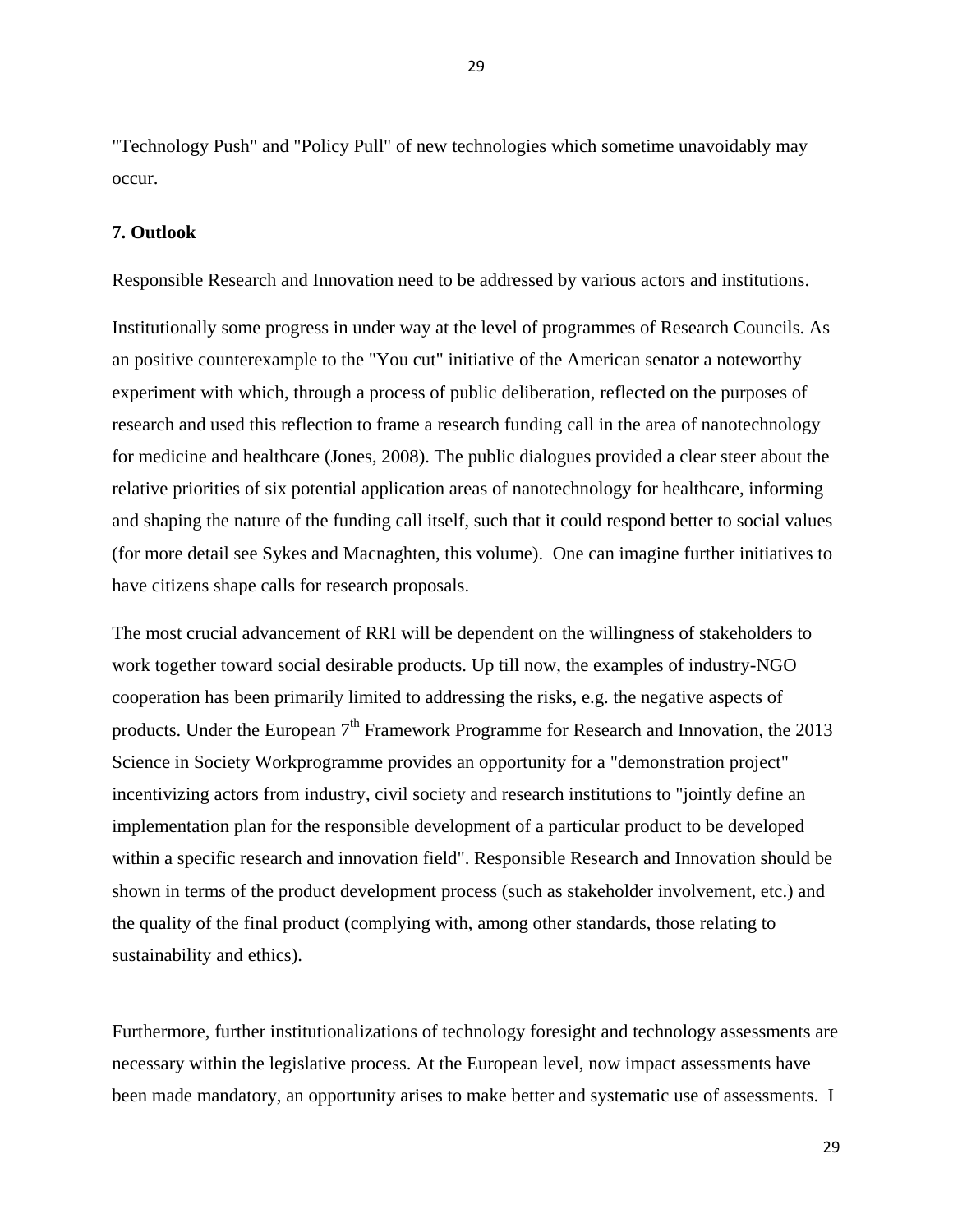"Technology Push" and "Policy Pull" of new technologies which sometime unavoidably may occur.

**7. Outlook**

Responsible Research and Innovation need to be addressed by various actors and institutions.

Institutionally some progress in under way at the level of programmes of Research Councils. As an positive counterexample to the "You cut" initiative of the American senator a noteworthy experiment with which, through a process of public deliberation, reflected on the purposes of research and used this reflection to frame a research funding call in the area of nanotechnology for medicine and healthcare (Jones, 2008). The public dialogues provided a clear steer about the relative priorities of six potential application areas of nanotechnology for healthcare, informing and shaping the nature of the funding call itself, such that it could respond better to social values (for more detail see Sykes and Macnaghten, this volume).  One can imagine further initiatives to have citizens shape calls for research proposals.

The most crucial advancement of RRI will be dependent on the willingness of stakeholders to work together toward social desirable products. Up till now, the examples of industry-NGO cooperation has been primarily limited to addressing the risks, e.g. the negative aspects of products. Under the European 7th Framework Programme for Research and Innovation, the 2013 Science in Society Workprogramme provides an opportunity for a "demonstration project" incentivizing actors from industry, civil society and research institutions to "jointly define an implementation plan for the responsible development of a particular product to be developed within a specific research and innovation field". Responsible Research and Innovation should be shown in terms of the product development process (such as stakeholder involvement, etc.) and the quality of the final product (complying with, among other standards, those relating to sustainability and ethics).

Furthermore, further institutionalizations of technology foresight and technology assessments are necessary within the legislative process. At the European level, now impact assessments have been made mandatory, an opportunity arises to make better and systematic use of assessments.  I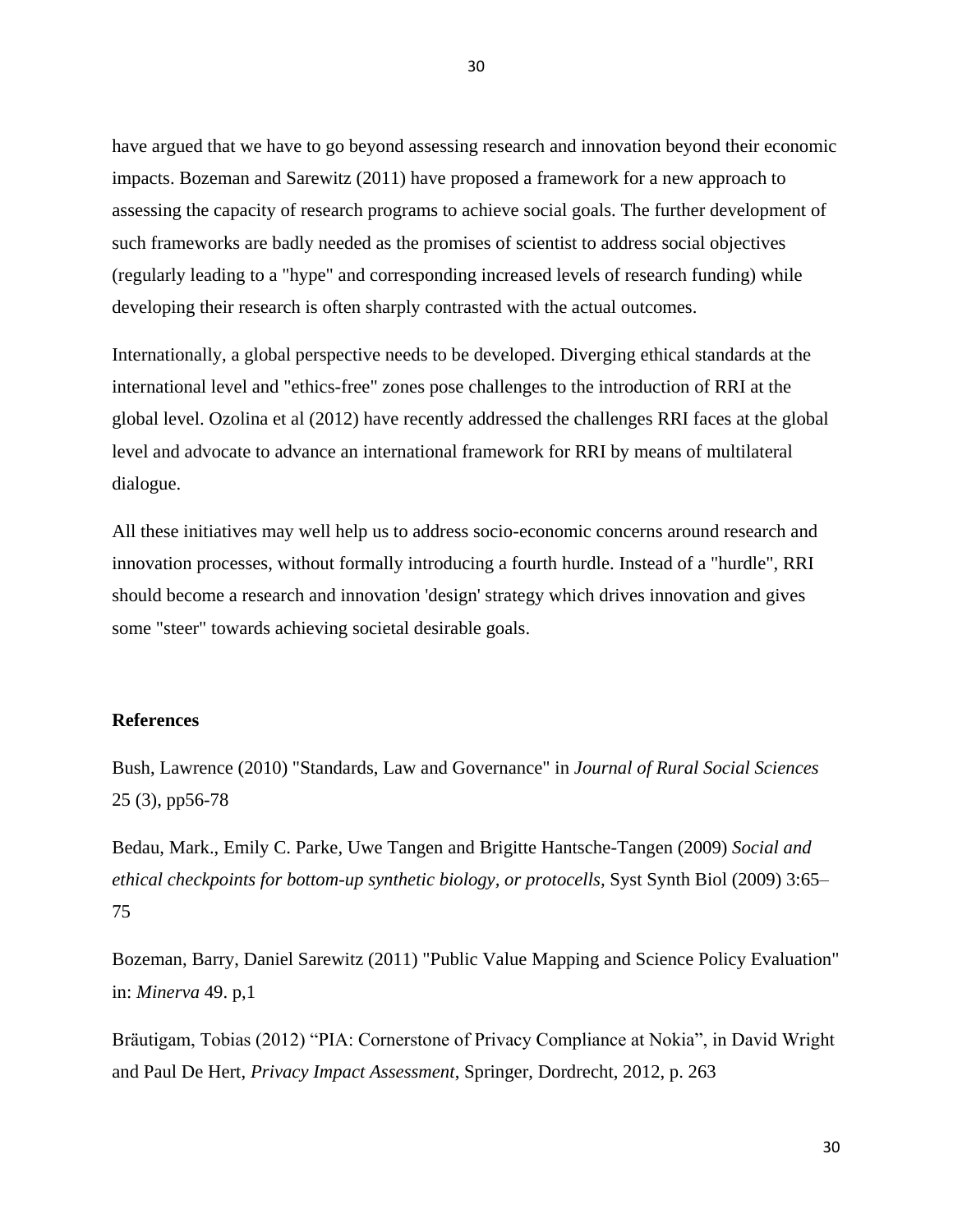have argued that we have to go beyond assessing research and innovation beyond their economic impacts. Bozeman and Sarewitz (2011) have proposed a framework for a new approach to assessing the capacity of research programs to achieve social goals. The further development of such frameworks are badly needed as the promises of scientist to address social objectives (regularly leading to a "hype" and corresponding increased levels of research funding) while developing their research is often sharply contrasted with the actual outcomes.

Internationally, a global perspective needs to be developed. Diverging ethical standards at the international level and "ethics-free" zones pose challenges to the introduction of RRI at the global level. Ozolina et al (2012) have recently addressed the challenges RRI faces at the global level and advocate to advance an international framework for RRI by means of multilateral dialogue.

All these initiatives may well help us to address socio-economic concerns around research and innovation processes, without formally introducing a fourth hurdle. Instead of a "hurdle", RRI should become a research and innovation 'design' strategy which drives innovation and gives some "steer" towards achieving societal desirable goals.

**References**

Bush, Lawrence (2010) "Standards, Law and Governance" in *Journal of Rural Social Sciences* 25 (3), pp56-78

Bedau, Mark., Emily C. Parke, Uwe Tangen and Brigitte Hantsche-Tangen (2009) *Social and ethical checkpoints for bottom-up synthetic biology, or protocells,* Syst Synth Biol (2009) 3:65–75

Bozeman, Barry, Daniel Sarewitz (2011) "Public Value Mapping and Science Policy Evaluation" in: *Minerva* 49. p,1

Bräutigam, Tobias (2012) "PIA: Cornerstone of Privacy Compliance at Nokia", in David Wright and Paul De Hert, *Privacy Impact Assessment*, Springer, Dordrecht, 2012, p. 263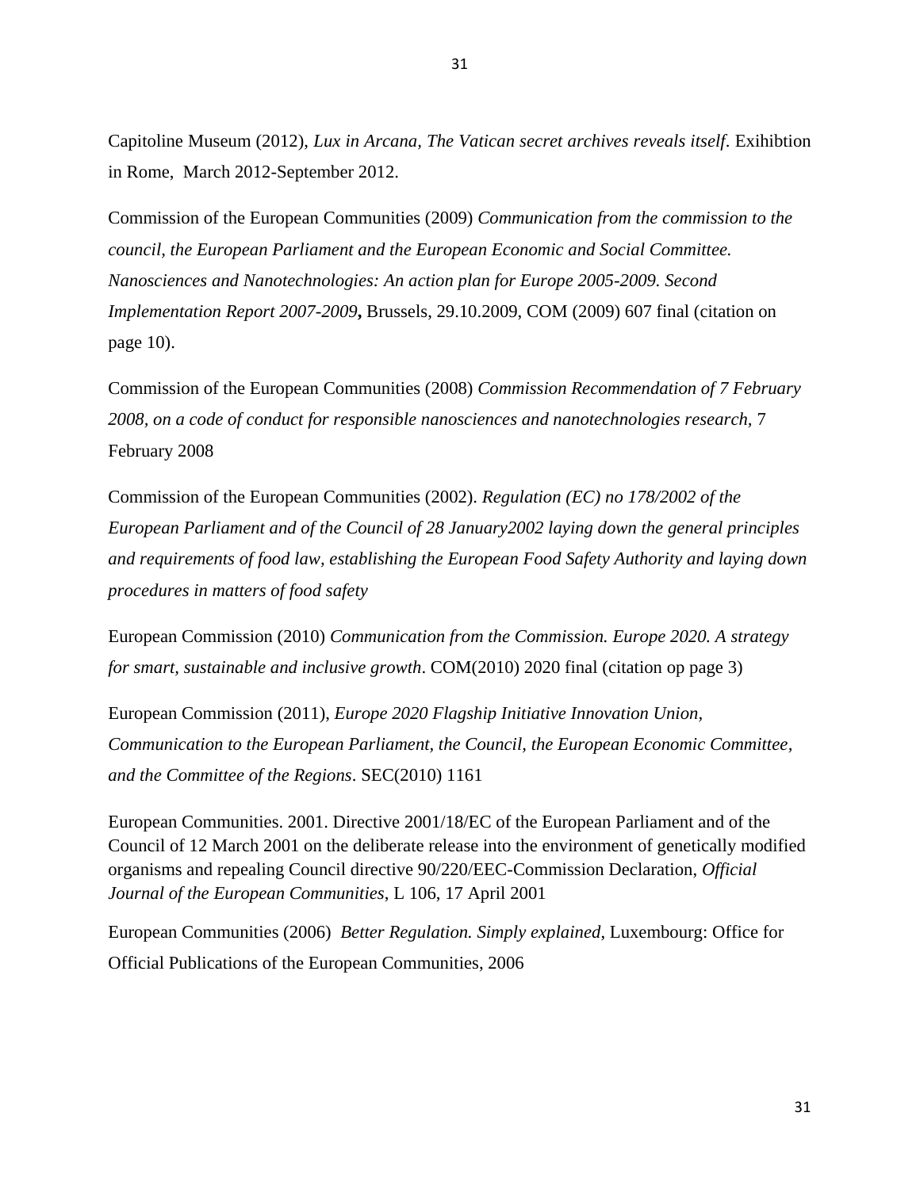Capitoline Museum (2012), *Lux in Arcana, The Vatican secret archives reveals itself*. Exihibtion in Rome, March 2012-September 2012.

Commission of the European Communities (2009) *Communication from the commission to the council, the European Parliament and the European Economic and Social Committee. Nanosciences and Nanotechnologies: An action plan for Europe 2005-2009. Second Implementation Report 2007-2009***,** Brussels, 29.10.2009, COM (2009) 607 final (citation on page 10).

Commission of the European Communities (2008) *Commission Recommendation of 7 February 2008, on a code of conduct for responsible nanosciences and nanotechnologies research*, 7 February 2008

Commission of the European Communities (2002). *Regulation (EC) no 178/2002 of the European Parliament and of the Council of 28 January2002 laying down the general principles and requirements of food law, establishing the European Food Safety Authority and laying down procedures in matters of food safety*

European Commission (2010) *Communication from the Commission. Europe 2020. A strategy for smart, sustainable and inclusive growth*. COM(2010) 2020 final (citation op page 3)

European Commission (2011), *Europe 2020 Flagship Initiative Innovation Union, Communication to the European Parliament, the Council, the European Economic Committee, and the Committee of the Regions*. SEC(2010) 1161

European Communities. 2001. Directive 2001/18/EC of the European Parliament and of the Council of 12 March 2001 on the deliberate release into the environment of genetically modified organisms and repealing Council directive 90/220/EEC-Commission Declaration, *Official Journal of the European Communities*, L 106, 17 April 2001

European Communities (2006) *Better Regulation. Simply explained*, Luxembourg: Office for Official Publications of the European Communities, 2006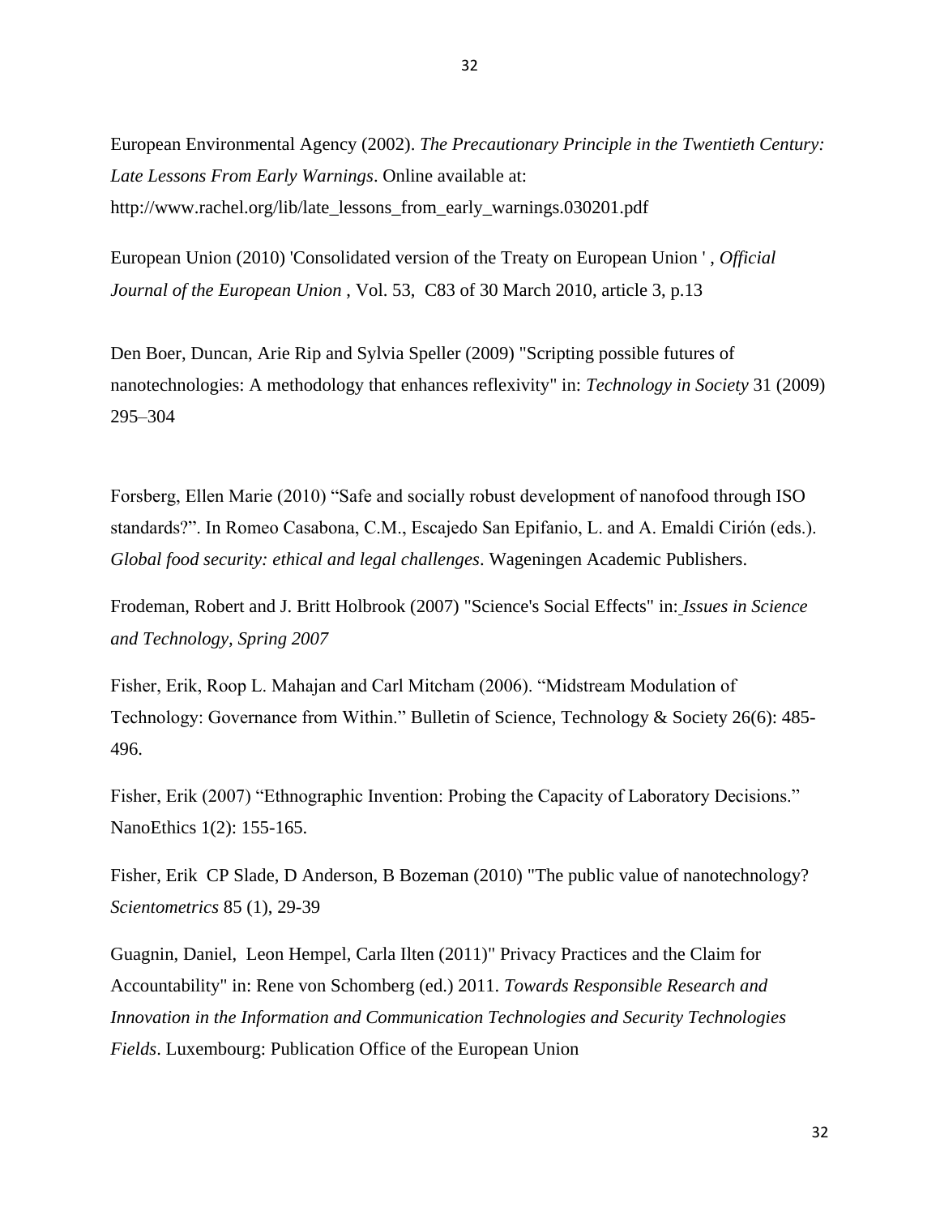European Environmental Agency (2002). *The Precautionary Principle in the Twentieth Century: Late Lessons From Early Warnings*. Online available at: http://www.rachel.org/lib/late_lessons_from_early_warnings.030201.pdf

European Union (2010) 'Consolidated version of the Treaty on European Union ' , *Official Journal of the European Union* , Vol. 53, C83 of 30 March 2010, article 3, p.13

Den Boer, Duncan, Arie Rip and Sylvia Speller (2009) "Scripting possible futures of nanotechnologies: A methodology that enhances reflexivity" in: *Technology in Society* 31 (2009) 295–304

Forsberg, Ellen Marie (2010) "Safe and socially robust development of nanofood through ISO standards?". In Romeo Casabona, C.M., Escajedo San Epifanio, L. and A. Emaldi Cirión (eds.). *Global food security: ethical and legal challenges*. Wageningen Academic Publishers.

Frodeman, Robert and J. Britt Holbrook (2007) "Science's Social Effects" in: *Issues in Science and Technology, Spring 2007*

Fisher, Erik, Roop L. Mahajan and Carl Mitcham (2006). "Midstream Modulation of Technology: Governance from Within." Bulletin of Science, Technology & Society 26(6): 485-496.

Fisher, Erik (2007) "Ethnographic Invention: Probing the Capacity of Laboratory Decisions." NanoEthics 1(2): 155-165.

Fisher, Erik CP Slade, D Anderson, B Bozeman (2010) "The public value of nanotechnology? *Scientometrics* 85 (1), 29-39

Guagnin, Daniel, Leon Hempel, Carla Ilten (2011)" Privacy Practices and the Claim for Accountability" in: Rene von Schomberg (ed.) 2011. *Towards Responsible Research and Innovation in the Information and Communication Technologies and Security Technologies Fields*. Luxembourg: Publication Office of the European Union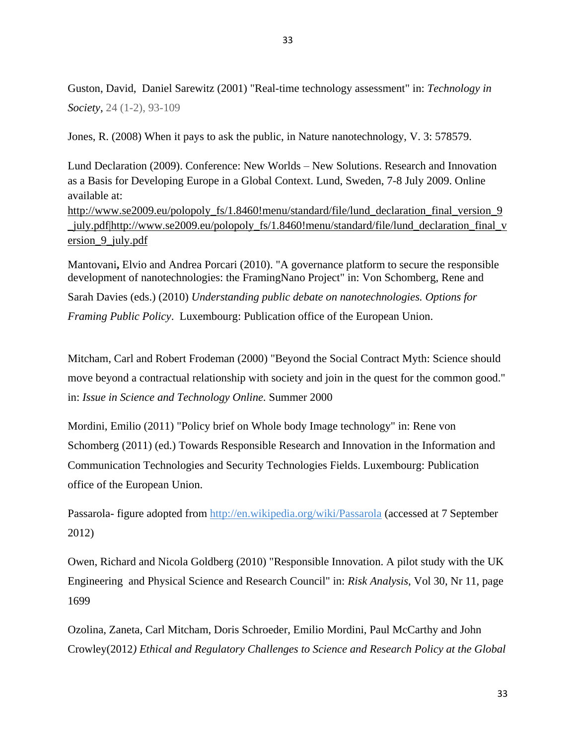Guston, David, Daniel Sarewitz (2001) "Real-time technology assessment" in: *Technology in Society*, 24 (1-2), 93-109

Jones, R. (2008) When it pays to ask the public, in Nature nanotechnology, V. 3: 578579.

Lund Declaration (2009). Conference: New Worlds – New Solutions. Research and Innovation as a Basis for Developing Europe in a Global Context. Lund, Sweden, 7-8 July 2009. Online available at: http://www.se2009.eu/polopoly_fs/1.8460!menu/standard/file/lund_declaration_final_version_9_july.pdf|http://www.se2009.eu/polopoly_fs/1.8460!menu/standard/file/lund_declaration_final_version_9_july.pdf

Mantovani**,** Elvio and Andrea Porcari (2010). "A governance platform to secure the responsible development of nanotechnologies: the FramingNano Project" in: Von Schomberg, Rene and Sarah Davies (eds.) (2010) *Understanding public debate on nanotechnologies. Options for Framing Public Policy*. Luxembourg: Publication office of the European Union.

Mitcham, Carl and Robert Frodeman (2000) "Beyond the Social Contract Myth: Science should move beyond a contractual relationship with society and join in the quest for the common good." in: *Issue in Science and Technology Online.* Summer 2000

Mordini, Emilio (2011) "Policy brief on Whole body Image technology" in: Rene von Schomberg (2011) (ed.) Towards Responsible Research and Innovation in the Information and Communication Technologies and Security Technologies Fields. Luxembourg: Publication office of the European Union.

Passarola- figure adopted from http://en.wikipedia.org/wiki/Passarola (accessed at 7 September 2012)

Owen, Richard and Nicola Goldberg (2010) "Responsible Innovation. A pilot study with the UK Engineering and Physical Science and Research Council" in: *Risk Analysis*, Vol 30, Nr 11, page 1699

Ozolina, Zaneta, Carl Mitcham, Doris Schroeder, Emilio Mordini, Paul McCarthy and John Crowley(2012*) Ethical and Regulatory Challenges to Science and Research Policy at the Global*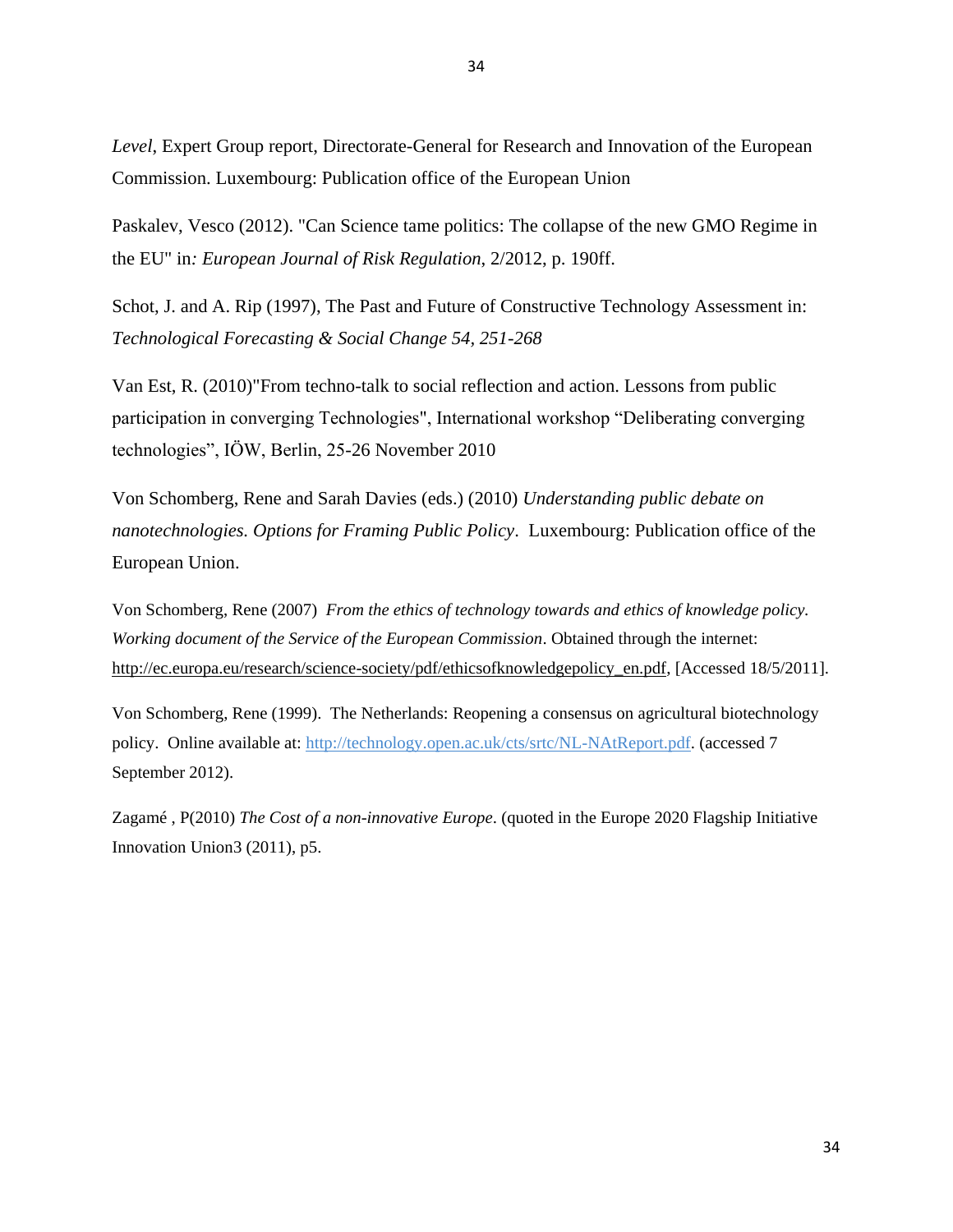*Level*, Expert Group report, Directorate-General for Research and Innovation of the European Commission. Luxembourg: Publication office of the European Union

Paskalev, Vesco (2012). "Can Science tame politics: The collapse of the new GMO Regime in the EU" in*: European Journal of Risk Regulation*, 2/2012, p. 190ff.

Schot, J. and A. Rip (1997), The Past and Future of Constructive Technology Assessment in: *Technological Forecasting & Social Change 54, 251-268*

Van Est, R. (2010)"From techno-talk to social reflection and action. Lessons from public participation in converging Technologies", International workshop "Deliberating converging technologies", IÖW, Berlin, 25-26 November 2010

Von Schomberg, Rene and Sarah Davies (eds.) (2010) *Understanding public debate on nanotechnologies. Options for Framing Public Policy*. Luxembourg: Publication office of the European Union.

Von Schomberg, Rene (2007) *From the ethics of technology towards and ethics of knowledge policy. Working document of the Service of the European Commission*. Obtained through the internet: http://ec.europa.eu/research/science-society/pdf/ethicsofknowledgepolicy_en.pdf, [Accessed 18/5/2011].

Von Schomberg, Rene (1999). The Netherlands: Reopening a consensus on agricultural biotechnology policy. Online available at: http://technology.open.ac.uk/cts/srtc/NL-NAtReport.pdf. (accessed 7 September 2012).

Zagamé , P(2010) *The Cost of a non-innovative Europe*. (quoted in the Europe 2020 Flagship Initiative Innovation Union3 (2011), p5.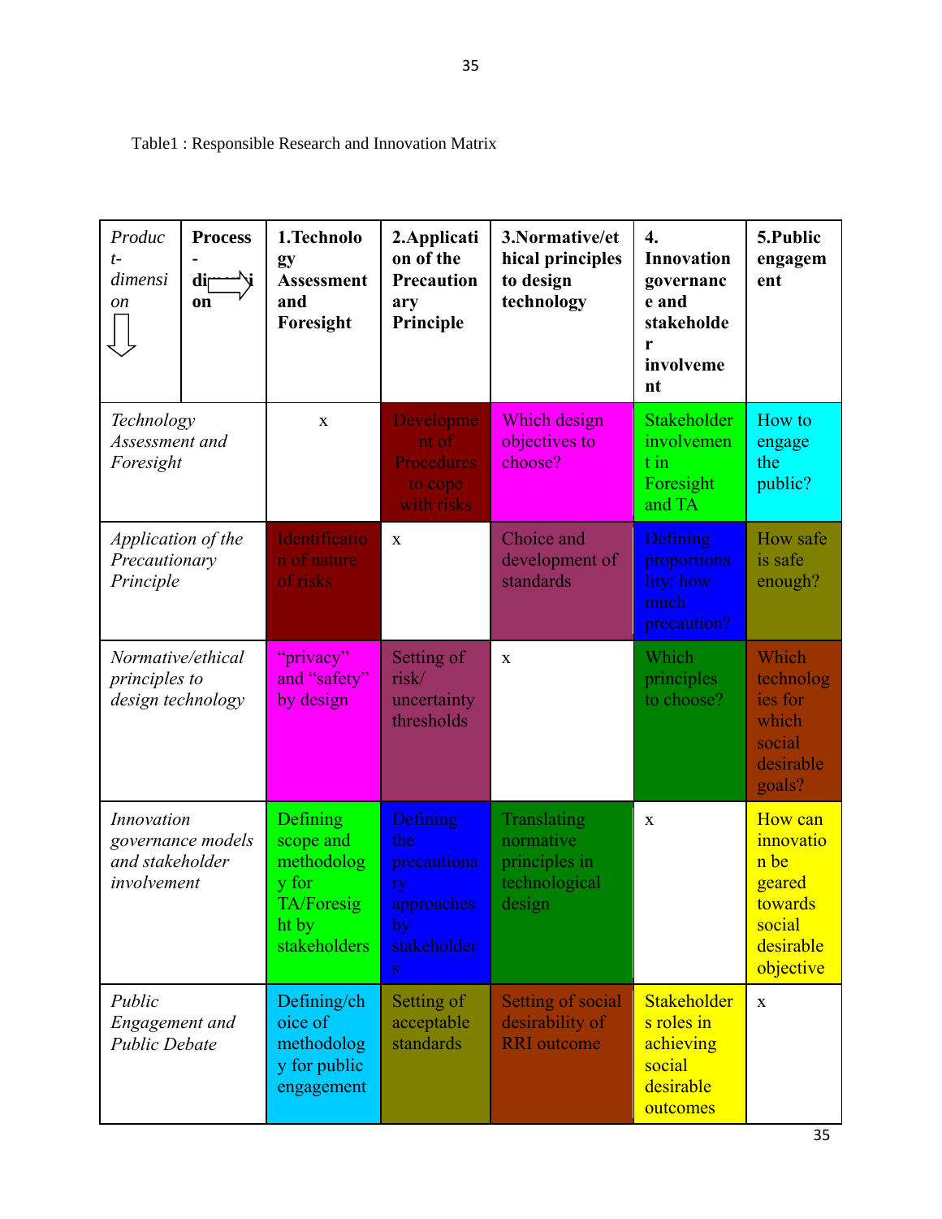Table1 : Responsible Research and Innovation Matrix

| *Product-dimension* ⇩ | **Process-dimension** ⇨ | **1.Technology Assessment and Foresight** | **2.Application of the Precautionary Principle** | **3.Normative/ethical principles to design technology** | **4. Innovation governance and stakeholder involvement** | **5.Public engagement** |
|---|---|---|---|---|---|---|
| *Technology Assessment and Foresight* | | x | Development of Procedures to cope with risks | Which design objectives to choose? | Stakeholder involvement in Foresight and TA | How to engage the public? |
| *Application of the Precautionary Principle* | | Identification of nature of risks | x | Choice and development of standards | Defining proportionality: how much precaution? | How safe is safe enough? |
| *Normative/ethical principles to design technology* | | "privacy" and "safety" by design | Setting of risk/ uncertainty thresholds | x | Which principles to choose? | Which technologies for which social desirable goals? |
| *Innovation governance models and stakeholder involvement* | | Defining scope and methodology for TA/Foresight by stakeholders | Defining the precautionary approaches by stakeholders | Translating normative principles in technological design | x | How can innovation be geared towards social desirable objective |
| *Public Engagement and Public Debate* | | Defining/choice of methodology for public engagement | Setting of acceptable standards | Setting of social desirability of RRI outcome | Stakeholders roles in achieving social desirable outcomes | x |